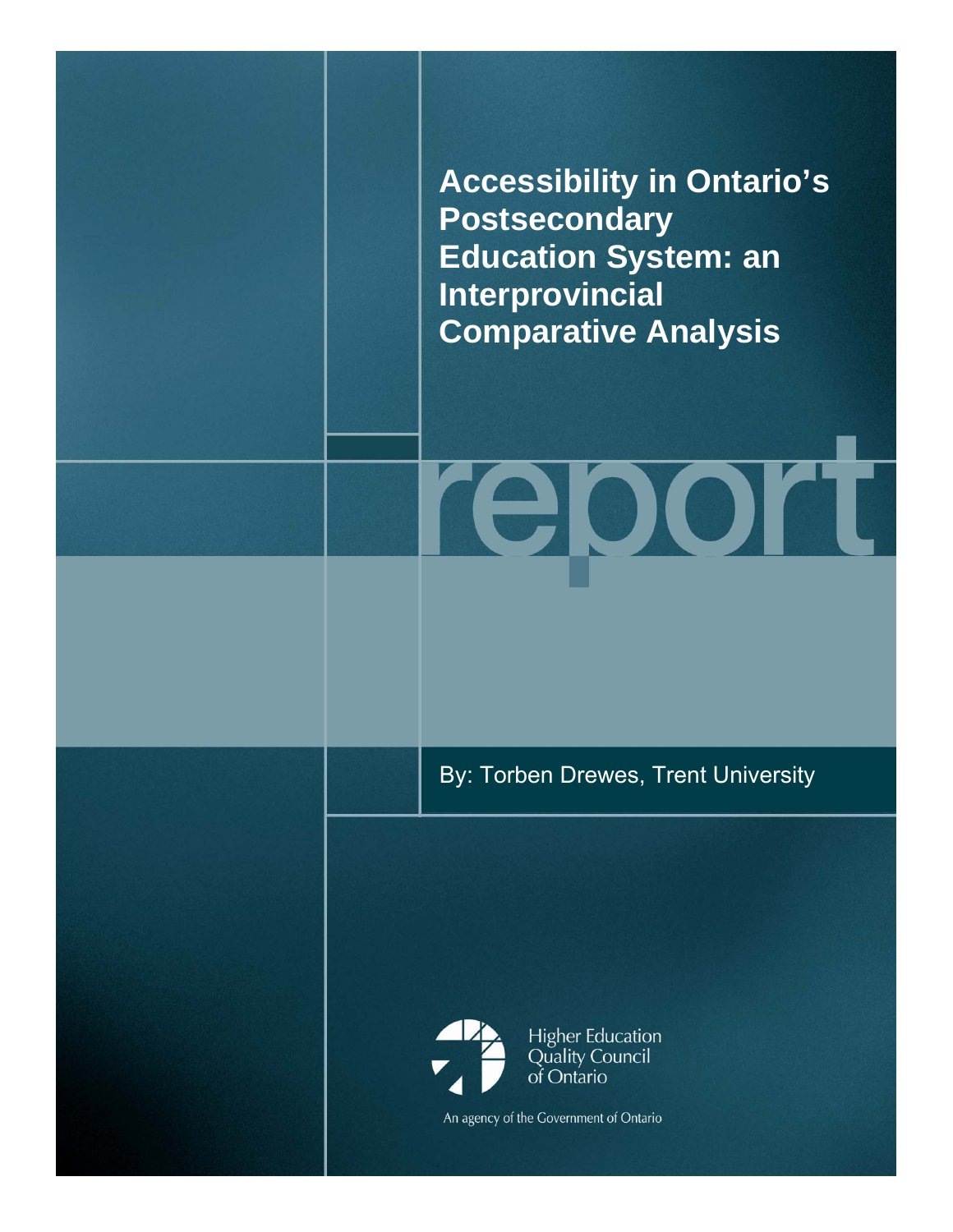# Accessibility in Ontario's Postsecondary Education System: an Interprovincial Comparative Analysis

report

By: Torben Drewes, Trent University

Higher Education Quality Council of Ontario

An agency of the Government of Ontario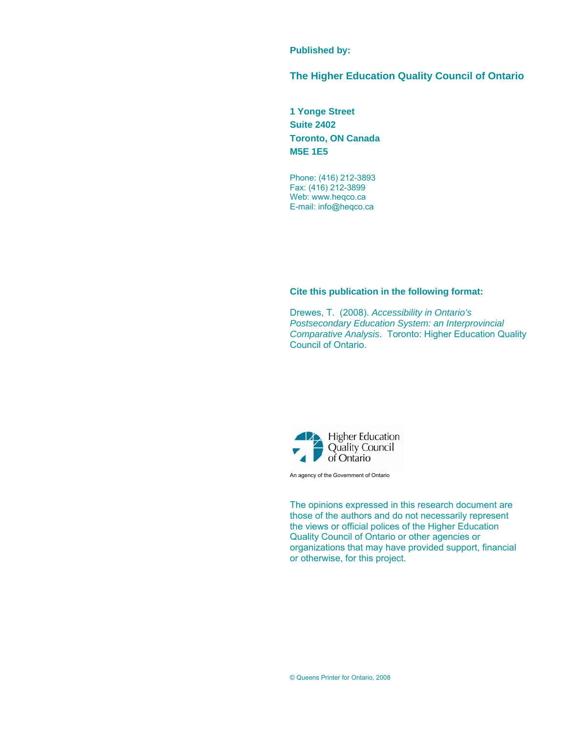**Published by:**

## The Higher Education Quality Council of Ontario

**1 Yonge Street**
**Suite 2402**
**Toronto, ON Canada**
**M5E 1E5**

Phone: (416) 212-3893
Fax: (416) 212-3899
Web: www.heqco.ca
E-mail: info@heqco.ca

**Cite this publication in the following format:**

Drewes, T. (2008). *Accessibility in Ontario's Postsecondary Education System: an Interprovincial Comparative Analysis*. Toronto: Higher Education Quality Council of Ontario.

Higher Education Quality Council of Ontario

An agency of the Government of Ontario

The opinions expressed in this research document are those of the authors and do not necessarily represent the views or official polices of the Higher Education Quality Council of Ontario or other agencies or organizations that may have provided support, financial or otherwise, for this project.

© Queens Printer for Ontario, 2008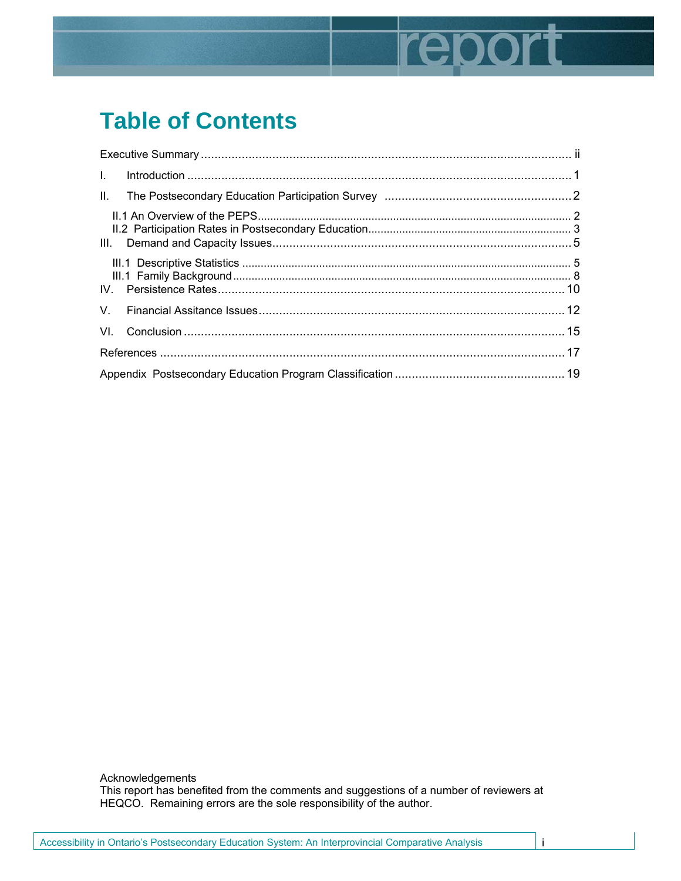# Table of Contents

Executive Summary ............................................................................................................ ii

I. Introduction ................................................................................................................. 1

II. The Postsecondary Education Participation Survey ........................................................ 2

- II.1 An Overview of the PEPS ........................................................................................ 2
- II.2 Participation Rates in Postsecondary Education ........................................................ 3

III. Demand and Capacity Issues ....................................................................................... 5

- III.1 Descriptive Statistics ............................................................................................. 5
- III.1 Family Background ................................................................................................ 8

IV. Persistence Rates ....................................................................................................... 10

V. Financial Assitance Issues .............................................................................................. 12

VI. Conclusion ................................................................................................................. 15

References ....................................................................................................................... 17

Appendix Postsecondary Education Program Classification ................................................... 19

Acknowledgements
This report has benefited from the comments and suggestions of a number of reviewers at HEQCO. Remaining errors are the sole responsibility of the author.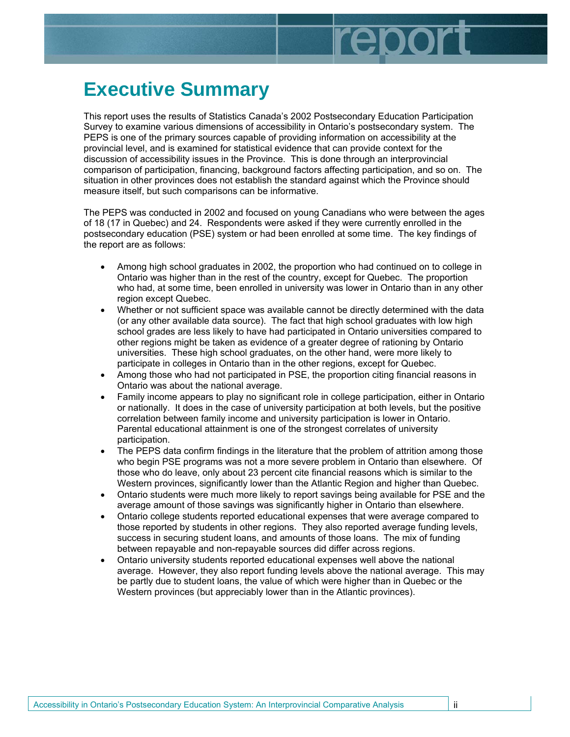# Executive Summary

This report uses the results of Statistics Canada's 2002 Postsecondary Education Participation Survey to examine various dimensions of accessibility in Ontario's postsecondary system. The PEPS is one of the primary sources capable of providing information on accessibility at the provincial level, and is examined for statistical evidence that can provide context for the discussion of accessibility issues in the Province. This is done through an interprovincial comparison of participation, financing, background factors affecting participation, and so on. The situation in other provinces does not establish the standard against which the Province should measure itself, but such comparisons can be informative.

The PEPS was conducted in 2002 and focused on young Canadians who were between the ages of 18 (17 in Quebec) and 24. Respondents were asked if they were currently enrolled in the postsecondary education (PSE) system or had been enrolled at some time. The key findings of the report are as follows:

- Among high school graduates in 2002, the proportion who had continued on to college in Ontario was higher than in the rest of the country, except for Quebec. The proportion who had, at some time, been enrolled in university was lower in Ontario than in any other region except Quebec.
- Whether or not sufficient space was available cannot be directly determined with the data (or any other available data source). The fact that high school graduates with low high school grades are less likely to have had participated in Ontario universities compared to other regions might be taken as evidence of a greater degree of rationing by Ontario universities. These high school graduates, on the other hand, were more likely to participate in colleges in Ontario than in the other regions, except for Quebec.
- Among those who had not participated in PSE, the proportion citing financial reasons in Ontario was about the national average.
- Family income appears to play no significant role in college participation, either in Ontario or nationally. It does in the case of university participation at both levels, but the positive correlation between family income and university participation is lower in Ontario. Parental educational attainment is one of the strongest correlates of university participation.
- The PEPS data confirm findings in the literature that the problem of attrition among those who begin PSE programs was not a more severe problem in Ontario than elsewhere. Of those who do leave, only about 23 percent cite financial reasons which is similar to the Western provinces, significantly lower than the Atlantic Region and higher than Quebec.
- Ontario students were much more likely to report savings being available for PSE and the average amount of those savings was significantly higher in Ontario than elsewhere.
- Ontario college students reported educational expenses that were average compared to those reported by students in other regions. They also reported average funding levels, success in securing student loans, and amounts of those loans. The mix of funding between repayable and non-repayable sources did differ across regions.
- Ontario university students reported educational expenses well above the national average. However, they also report funding levels above the national average. This may be partly due to student loans, the value of which were higher than in Quebec or the Western provinces (but appreciably lower than in the Atlantic provinces).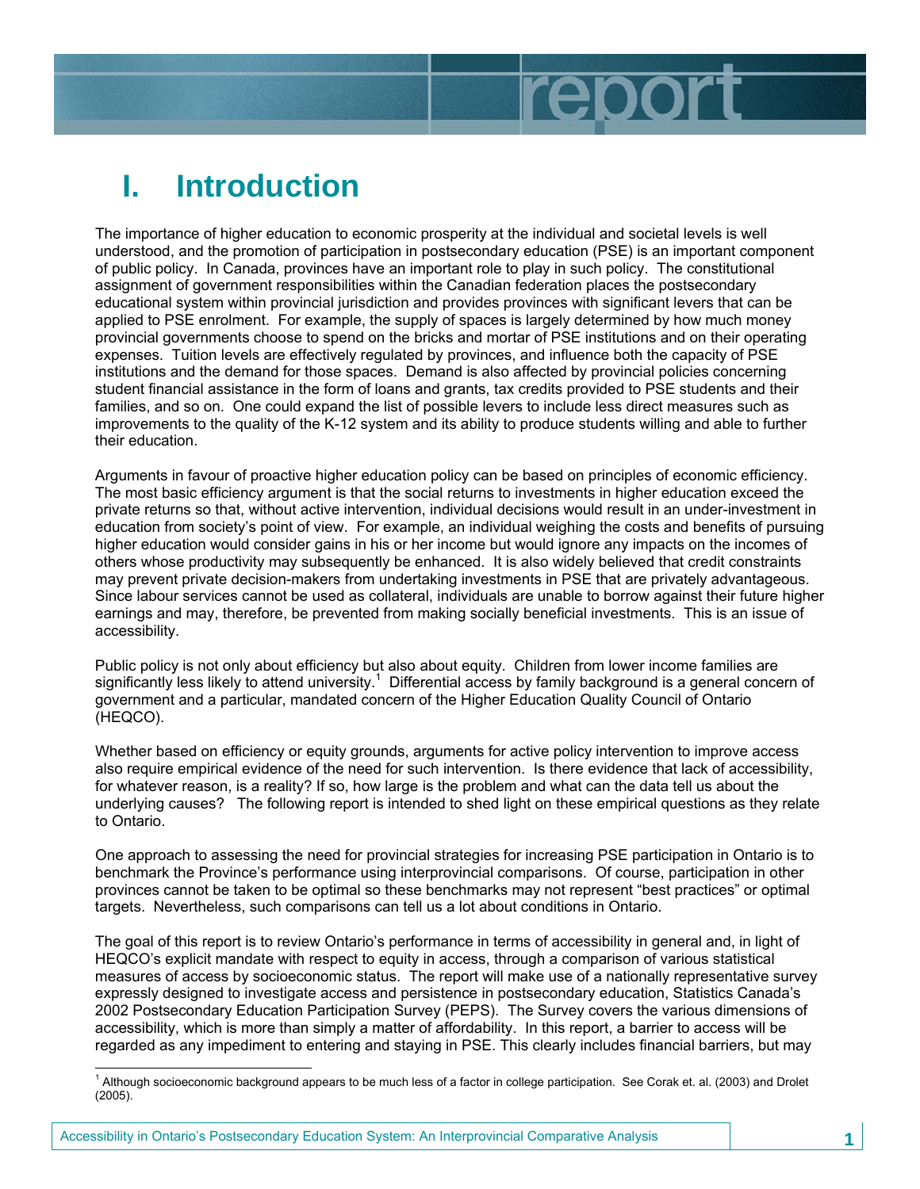# I. Introduction

The importance of higher education to economic prosperity at the individual and societal levels is well understood, and the promotion of participation in postsecondary education (PSE) is an important component of public policy. In Canada, provinces have an important role to play in such policy. The constitutional assignment of government responsibilities within the Canadian federation places the postsecondary educational system within provincial jurisdiction and provides provinces with significant levers that can be applied to PSE enrolment. For example, the supply of spaces is largely determined by how much money provincial governments choose to spend on the bricks and mortar of PSE institutions and on their operating expenses. Tuition levels are effectively regulated by provinces, and influence both the capacity of PSE institutions and the demand for those spaces. Demand is also affected by provincial policies concerning student financial assistance in the form of loans and grants, tax credits provided to PSE students and their families, and so on. One could expand the list of possible levers to include less direct measures such as improvements to the quality of the K-12 system and its ability to produce students willing and able to further their education.

Arguments in favour of proactive higher education policy can be based on principles of economic efficiency. The most basic efficiency argument is that the social returns to investments in higher education exceed the private returns so that, without active intervention, individual decisions would result in an under-investment in education from society's point of view. For example, an individual weighing the costs and benefits of pursuing higher education would consider gains in his or her income but would ignore any impacts on the incomes of others whose productivity may subsequently be enhanced. It is also widely believed that credit constraints may prevent private decision-makers from undertaking investments in PSE that are privately advantageous. Since labour services cannot be used as collateral, individuals are unable to borrow against their future higher earnings and may, therefore, be prevented from making socially beneficial investments. This is an issue of accessibility.

Public policy is not only about efficiency but also about equity. Children from lower income families are significantly less likely to attend university.[1] Differential access by family background is a general concern of government and a particular, mandated concern of the Higher Education Quality Council of Ontario (HEQCO).

Whether based on efficiency or equity grounds, arguments for active policy intervention to improve access also require empirical evidence of the need for such intervention. Is there evidence that lack of accessibility, for whatever reason, is a reality? If so, how large is the problem and what can the data tell us about the underlying causes? The following report is intended to shed light on these empirical questions as they relate to Ontario.

One approach to assessing the need for provincial strategies for increasing PSE participation in Ontario is to benchmark the Province's performance using interprovincial comparisons. Of course, participation in other provinces cannot be taken to be optimal so these benchmarks may not represent "best practices" or optimal targets. Nevertheless, such comparisons can tell us a lot about conditions in Ontario.

The goal of this report is to review Ontario's performance in terms of accessibility in general and, in light of HEQCO's explicit mandate with respect to equity in access, through a comparison of various statistical measures of access by socioeconomic status. The report will make use of a nationally representative survey expressly designed to investigate access and persistence in postsecondary education, Statistics Canada's 2002 Postsecondary Education Participation Survey (PEPS). The Survey covers the various dimensions of accessibility, which is more than simply a matter of affordability. In this report, a barrier to access will be regarded as any impediment to entering and staying in PSE. This clearly includes financial barriers, but may

[1] Although socioeconomic background appears to be much less of a factor in college participation. See Corak et. al. (2003) and Drolet (2005).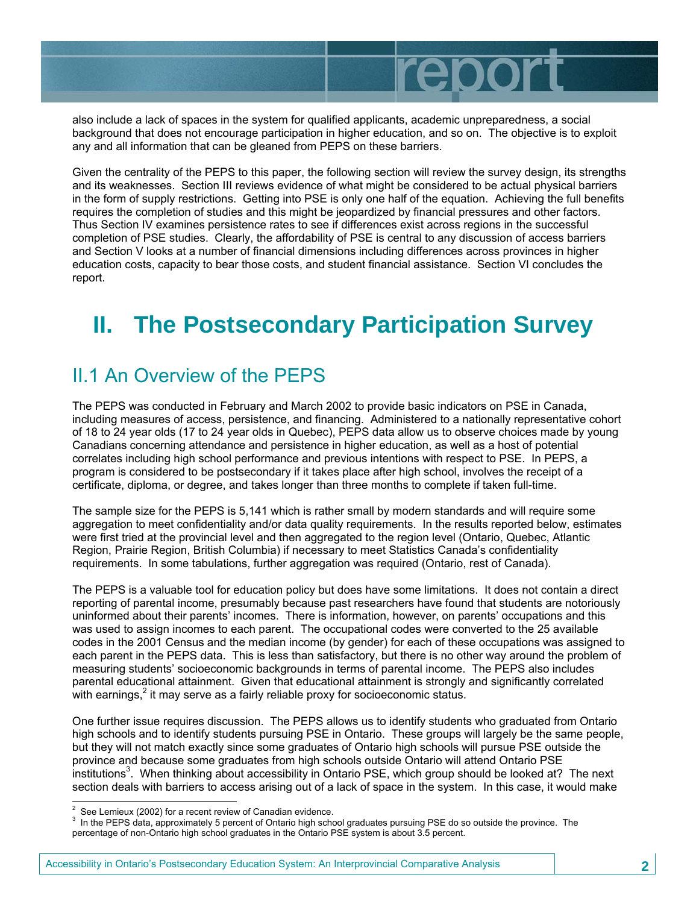also include a lack of spaces in the system for qualified applicants, academic unpreparedness, a social background that does not encourage participation in higher education, and so on. The objective is to exploit any and all information that can be gleaned from PEPS on these barriers.

Given the centrality of the PEPS to this paper, the following section will review the survey design, its strengths and its weaknesses. Section III reviews evidence of what might be considered to be actual physical barriers in the form of supply restrictions. Getting into PSE is only one half of the equation. Achieving the full benefits requires the completion of studies and this might be jeopardized by financial pressures and other factors. Thus Section IV examines persistence rates to see if differences exist across regions in the successful completion of PSE studies. Clearly, the affordability of PSE is central to any discussion of access barriers and Section V looks at a number of financial dimensions including differences across provinces in higher education costs, capacity to bear those costs, and student financial assistance. Section VI concludes the report.

# II. The Postsecondary Participation Survey

## II.1 An Overview of the PEPS

The PEPS was conducted in February and March 2002 to provide basic indicators on PSE in Canada, including measures of access, persistence, and financing. Administered to a nationally representative cohort of 18 to 24 year olds (17 to 24 year olds in Quebec), PEPS data allow us to observe choices made by young Canadians concerning attendance and persistence in higher education, as well as a host of potential correlates including high school performance and previous intentions with respect to PSE. In PEPS, a program is considered to be postsecondary if it takes place after high school, involves the receipt of a certificate, diploma, or degree, and takes longer than three months to complete if taken full-time.

The sample size for the PEPS is 5,141 which is rather small by modern standards and will require some aggregation to meet confidentiality and/or data quality requirements. In the results reported below, estimates were first tried at the provincial level and then aggregated to the region level (Ontario, Quebec, Atlantic Region, Prairie Region, British Columbia) if necessary to meet Statistics Canada's confidentiality requirements. In some tabulations, further aggregation was required (Ontario, rest of Canada).

The PEPS is a valuable tool for education policy but does have some limitations. It does not contain a direct reporting of parental income, presumably because past researchers have found that students are notoriously uninformed about their parents' incomes. There is information, however, on parents' occupations and this was used to assign incomes to each parent. The occupational codes were converted to the 25 available codes in the 2001 Census and the median income (by gender) for each of these occupations was assigned to each parent in the PEPS data. This is less than satisfactory, but there is no other way around the problem of measuring students' socioeconomic backgrounds in terms of parental income. The PEPS also includes parental educational attainment. Given that educational attainment is strongly and significantly correlated with earnings,[2] it may serve as a fairly reliable proxy for socioeconomic status.

One further issue requires discussion. The PEPS allows us to identify students who graduated from Ontario high schools and to identify students pursuing PSE in Ontario. These groups will largely be the same people, but they will not match exactly since some graduates of Ontario high schools will pursue PSE outside the province and because some graduates from high schools outside Ontario will attend Ontario PSE institutions[3]. When thinking about accessibility in Ontario PSE, which group should be looked at? The next section deals with barriers to access arising out of a lack of space in the system. In this case, it would make

[2] See Lemieux (2002) for a recent review of Canadian evidence.

[3] In the PEPS data, approximately 5 percent of Ontario high school graduates pursuing PSE do so outside the province. The percentage of non-Ontario high school graduates in the Ontario PSE system is about 3.5 percent.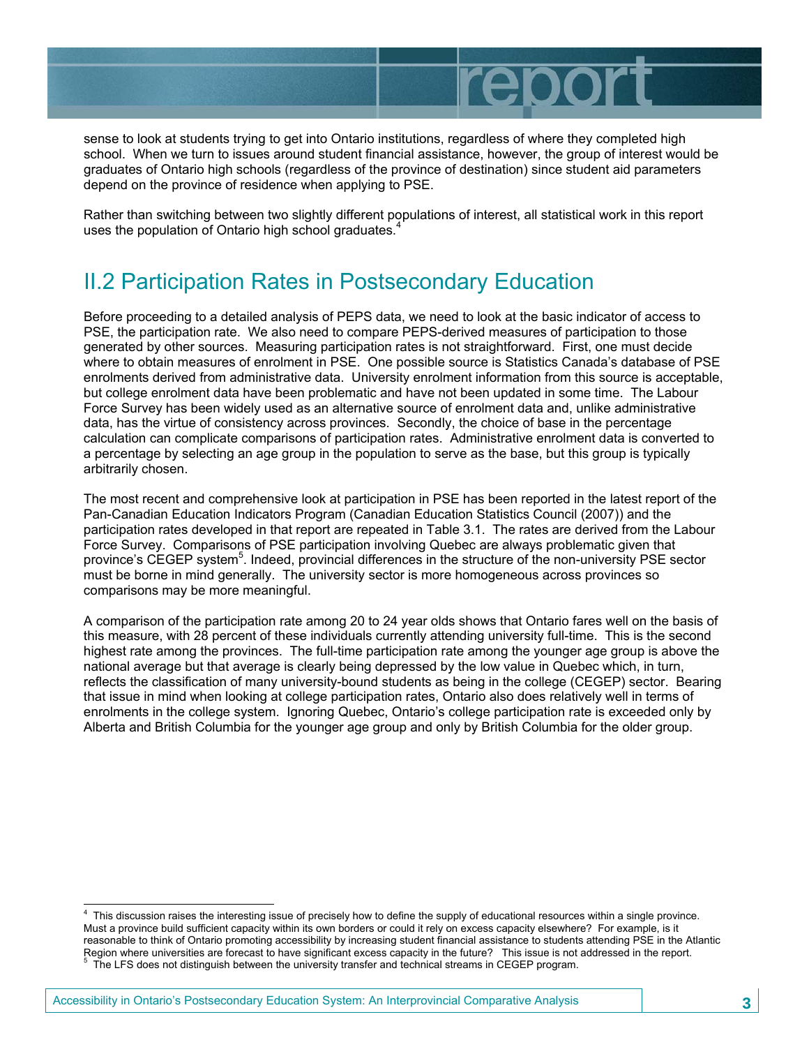sense to look at students trying to get into Ontario institutions, regardless of where they completed high school. When we turn to issues around student financial assistance, however, the group of interest would be graduates of Ontario high schools (regardless of the province of destination) since student aid parameters depend on the province of residence when applying to PSE.

Rather than switching between two slightly different populations of interest, all statistical work in this report uses the population of Ontario high school graduates.[4]

## II.2 Participation Rates in Postsecondary Education

Before proceeding to a detailed analysis of PEPS data, we need to look at the basic indicator of access to PSE, the participation rate. We also need to compare PEPS-derived measures of participation to those generated by other sources. Measuring participation rates is not straightforward. First, one must decide where to obtain measures of enrolment in PSE. One possible source is Statistics Canada's database of PSE enrolments derived from administrative data. University enrolment information from this source is acceptable, but college enrolment data have been problematic and have not been updated in some time. The Labour Force Survey has been widely used as an alternative source of enrolment data and, unlike administrative data, has the virtue of consistency across provinces. Secondly, the choice of base in the percentage calculation can complicate comparisons of participation rates. Administrative enrolment data is converted to a percentage by selecting an age group in the population to serve as the base, but this group is typically arbitrarily chosen.

The most recent and comprehensive look at participation in PSE has been reported in the latest report of the Pan-Canadian Education Indicators Program (Canadian Education Statistics Council (2007)) and the participation rates developed in that report are repeated in Table 3.1. The rates are derived from the Labour Force Survey. Comparisons of PSE participation involving Quebec are always problematic given that province's CEGEP system[5]. Indeed, provincial differences in the structure of the non-university PSE sector must be borne in mind generally. The university sector is more homogeneous across provinces so comparisons may be more meaningful.

A comparison of the participation rate among 20 to 24 year olds shows that Ontario fares well on the basis of this measure, with 28 percent of these individuals currently attending university full-time. This is the second highest rate among the provinces. The full-time participation rate among the younger age group is above the national average but that average is clearly being depressed by the low value in Quebec which, in turn, reflects the classification of many university-bound students as being in the college (CEGEP) sector. Bearing that issue in mind when looking at college participation rates, Ontario also does relatively well in terms of enrolments in the college system. Ignoring Quebec, Ontario's college participation rate is exceeded only by Alberta and British Columbia for the younger age group and only by British Columbia for the older group.

---

[4] This discussion raises the interesting issue of precisely how to define the supply of educational resources within a single province. Must a province build sufficient capacity within its own borders or could it rely on excess capacity elsewhere? For example, is it reasonable to think of Ontario promoting accessibility by increasing student financial assistance to students attending PSE in the Atlantic Region where universities are forecast to have significant excess capacity in the future? This issue is not addressed in the report.

[5] The LFS does not distinguish between the university transfer and technical streams in CEGEP program.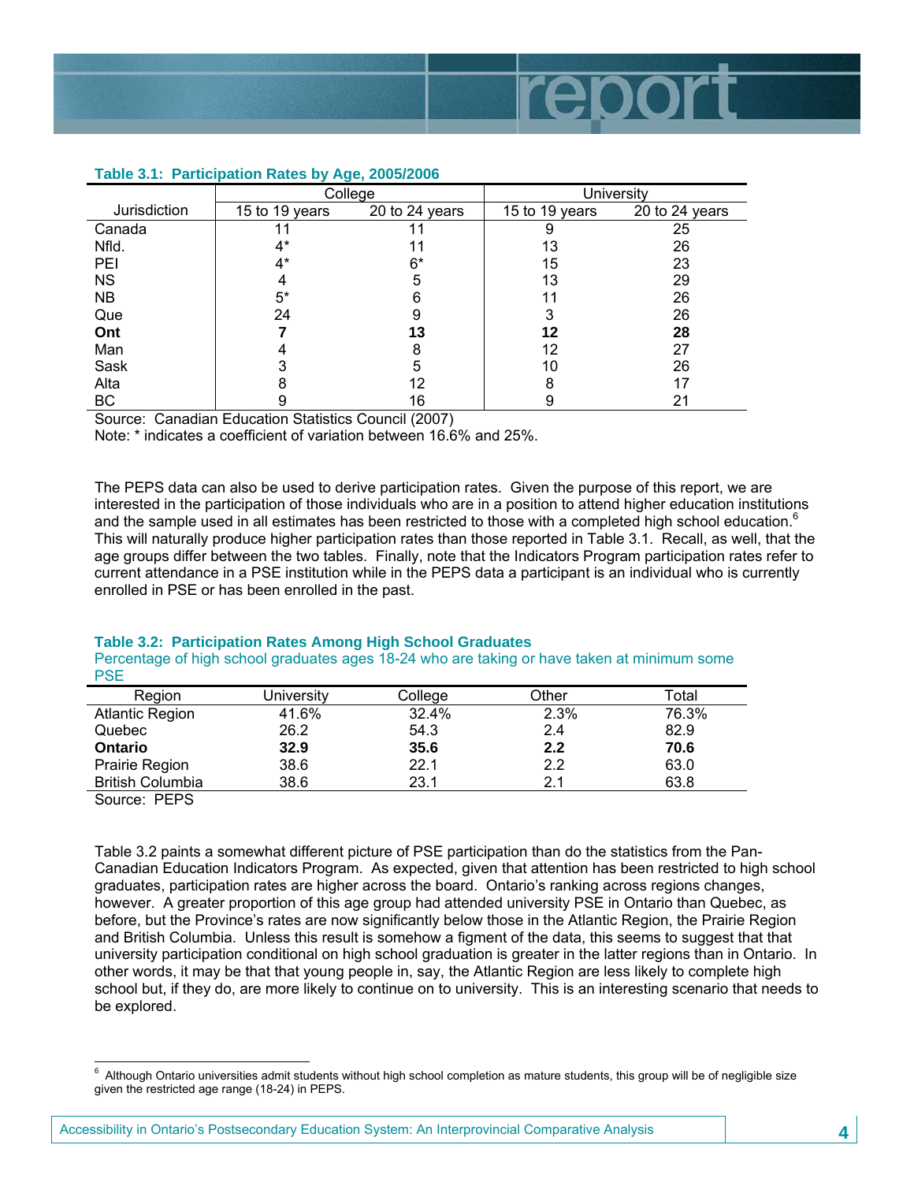**Table 3.1: Participation Rates by Age, 2005/2006**

| Jurisdiction | College | | University | |
|---|---|---|---|---|
| | 15 to 19 years | 20 to 24 years | 15 to 19 years | 20 to 24 years |
| Canada | 11 | 11 | 9 | 25 |
| Nfld. | 4* | 11 | 13 | 26 |
| PEI | 4* | 6* | 15 | 23 |
| NS | 4 | 5 | 13 | 29 |
| NB | 5* | 6 | 11 | 26 |
| Que | 24 | 9 | 3 | 26 |
| **Ont** | **7** | **13** | **12** | **28** |
| Man | 4 | 8 | 12 | 27 |
| Sask | 3 | 5 | 10 | 26 |
| Alta | 8 | 12 | 8 | 17 |
| BC | 9 | 16 | 9 | 21 |

Source: Canadian Education Statistics Council (2007)
Note: * indicates a coefficient of variation between 16.6% and 25%.

The PEPS data can also be used to derive participation rates. Given the purpose of this report, we are interested in the participation of those individuals who are in a position to attend higher education institutions and the sample used in all estimates has been restricted to those with a completed high school education.[6] This will naturally produce higher participation rates than those reported in Table 3.1. Recall, as well, that the age groups differ between the two tables. Finally, note that the Indicators Program participation rates refer to current attendance in a PSE institution while in the PEPS data a participant is an individual who is currently enrolled in PSE or has been enrolled in the past.

**Table 3.2: Participation Rates Among High School Graduates**
Percentage of high school graduates ages 18-24 who are taking or have taken at minimum some PSE

| Region | University | College | Other | Total |
|---|---|---|---|---|
| Atlantic Region | 41.6% | 32.4% | 2.3% | 76.3% |
| Quebec | 26.2 | 54.3 | 2.4 | 82.9 |
| **Ontario** | **32.9** | **35.6** | **2.2** | **70.6** |
| Prairie Region | 38.6 | 22.1 | 2.2 | 63.0 |
| British Columbia | 38.6 | 23.1 | 2.1 | 63.8 |

Source: PEPS

Table 3.2 paints a somewhat different picture of PSE participation than do the statistics from the Pan-Canadian Education Indicators Program. As expected, given that attention has been restricted to high school graduates, participation rates are higher across the board. Ontario's ranking across regions changes, however. A greater proportion of this age group had attended university PSE in Ontario than Quebec, as before, but the Province's rates are now significantly below those in the Atlantic Region, the Prairie Region and British Columbia. Unless this result is somehow a figment of the data, this seems to suggest that that university participation conditional on high school graduation is greater in the latter regions than in Ontario. In other words, it may be that that young people in, say, the Atlantic Region are less likely to complete high school but, if they do, are more likely to continue on to university. This is an interesting scenario that needs to be explored.

[6] Although Ontario universities admit students without high school completion as mature students, this group will be of negligible size given the restricted age range (18-24) in PEPS.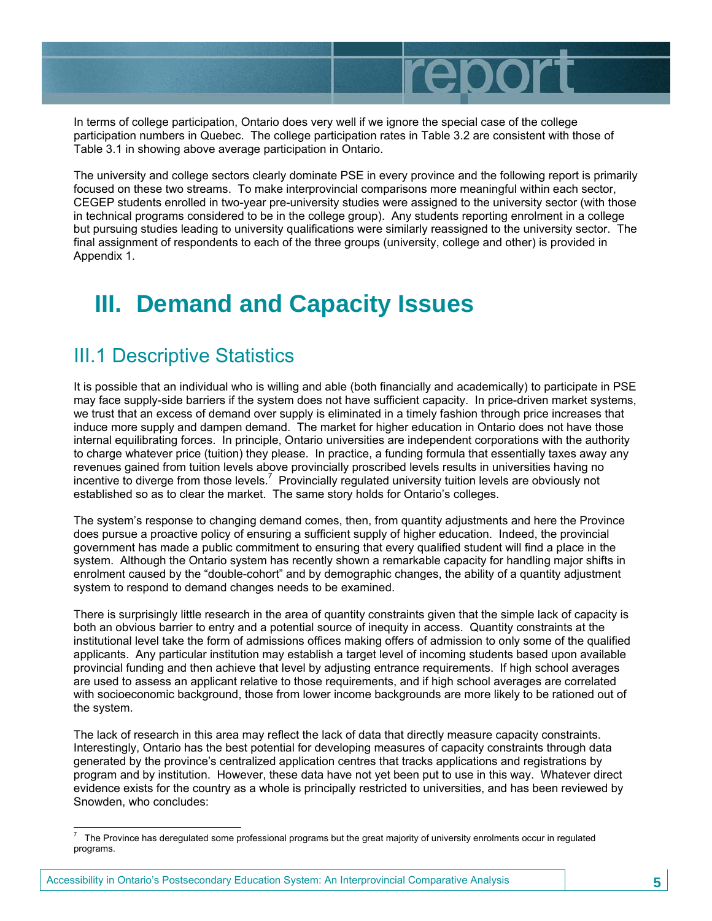In terms of college participation, Ontario does very well if we ignore the special case of the college participation numbers in Quebec. The college participation rates in Table 3.2 are consistent with those of Table 3.1 in showing above average participation in Ontario.

The university and college sectors clearly dominate PSE in every province and the following report is primarily focused on these two streams. To make interprovincial comparisons more meaningful within each sector, CEGEP students enrolled in two-year pre-university studies were assigned to the university sector (with those in technical programs considered to be in the college group). Any students reporting enrolment in a college but pursuing studies leading to university qualifications were similarly reassigned to the university sector. The final assignment of respondents to each of the three groups (university, college and other) is provided in Appendix 1.

# III. Demand and Capacity Issues

## III.1 Descriptive Statistics

It is possible that an individual who is willing and able (both financially and academically) to participate in PSE may face supply-side barriers if the system does not have sufficient capacity. In price-driven market systems, we trust that an excess of demand over supply is eliminated in a timely fashion through price increases that induce more supply and dampen demand. The market for higher education in Ontario does not have those internal equilibrating forces. In principle, Ontario universities are independent corporations with the authority to charge whatever price (tuition) they please. In practice, a funding formula that essentially taxes away any revenues gained from tuition levels above provincially proscribed levels results in universities having no incentive to diverge from those levels.[7] Provincially regulated university tuition levels are obviously not established so as to clear the market. The same story holds for Ontario's colleges.

The system's response to changing demand comes, then, from quantity adjustments and here the Province does pursue a proactive policy of ensuring a sufficient supply of higher education. Indeed, the provincial government has made a public commitment to ensuring that every qualified student will find a place in the system. Although the Ontario system has recently shown a remarkable capacity for handling major shifts in enrolment caused by the "double-cohort" and by demographic changes, the ability of a quantity adjustment system to respond to demand changes needs to be examined.

There is surprisingly little research in the area of quantity constraints given that the simple lack of capacity is both an obvious barrier to entry and a potential source of inequity in access. Quantity constraints at the institutional level take the form of admissions offices making offers of admission to only some of the qualified applicants. Any particular institution may establish a target level of incoming students based upon available provincial funding and then achieve that level by adjusting entrance requirements. If high school averages are used to assess an applicant relative to those requirements, and if high school averages are correlated with socioeconomic background, those from lower income backgrounds are more likely to be rationed out of the system.

The lack of research in this area may reflect the lack of data that directly measure capacity constraints. Interestingly, Ontario has the best potential for developing measures of capacity constraints through data generated by the province's centralized application centres that tracks applications and registrations by program and by institution. However, these data have not yet been put to use in this way. Whatever direct evidence exists for the country as a whole is principally restricted to universities, and has been reviewed by Snowden, who concludes:

---

[7] The Province has deregulated some professional programs but the great majority of university enrolments occur in regulated programs.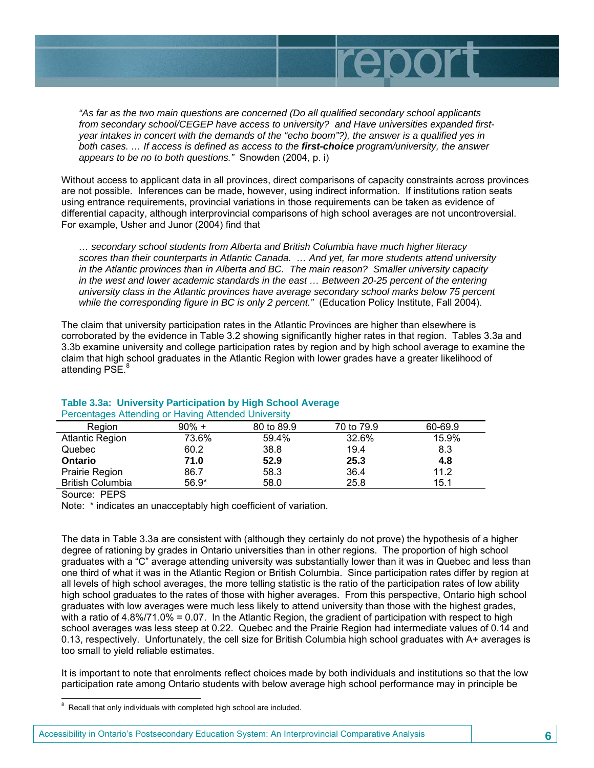*"As far as the two main questions are concerned (Do all qualified secondary school applicants from secondary school/CEGEP have access to university? and Have universities expanded first-year intakes in concert with the demands of the "echo boom"?), the answer is a qualified yes in both cases. … If access is defined as access to the* ***first-choice*** *program/university, the answer appears to be no to both questions."* Snowden (2004, p. i)

Without access to applicant data in all provinces, direct comparisons of capacity constraints across provinces are not possible. Inferences can be made, however, using indirect information. If institutions ration seats using entrance requirements, provincial variations in those requirements can be taken as evidence of differential capacity, although interprovincial comparisons of high school averages are not uncontroversial. For example, Usher and Junor (2004) find that

*… secondary school students from Alberta and British Columbia have much higher literacy scores than their counterparts in Atlantic Canada. … And yet, far more students attend university in the Atlantic provinces than in Alberta and BC. The main reason? Smaller university capacity in the west and lower academic standards in the east … Between 20-25 percent of the entering university class in the Atlantic provinces have average secondary school marks below 75 percent while the corresponding figure in BC is only 2 percent."* (Education Policy Institute, Fall 2004).

The claim that university participation rates in the Atlantic Provinces are higher than elsewhere is corroborated by the evidence in Table 3.2 showing significantly higher rates in that region. Tables 3.3a and 3.3b examine university and college participation rates by region and by high school average to examine the claim that high school graduates in the Atlantic Region with lower grades have a greater likelihood of attending PSE.[8]

**Table 3.3a: University Participation by High School Average**

Percentages Attending or Having Attended University

| Region | 90% + | 80 to 89.9 | 70 to 79.9 | 60-69.9 |
|---|---|---|---|---|
| Atlantic Region | 73.6% | 59.4% | 32.6% | 15.9% |
| Quebec | 60.2 | 38.8 | 19.4 | 8.3 |
| **Ontario** | **71.0** | **52.9** | **25.3** | **4.8** |
| Prairie Region | 86.7 | 58.3 | 36.4 | 11.2 |
| British Columbia | 56.9* | 58.0 | 25.8 | 15.1 |

Source: PEPS

Note: * indicates an unacceptably high coefficient of variation.

The data in Table 3.3a are consistent with (although they certainly do not prove) the hypothesis of a higher degree of rationing by grades in Ontario universities than in other regions. The proportion of high school graduates with a "C" average attending university was substantially lower than it was in Quebec and less than one third of what it was in the Atlantic Region or British Columbia. Since participation rates differ by region at all levels of high school averages, the more telling statistic is the ratio of the participation rates of low ability high school graduates to the rates of those with higher averages. From this perspective, Ontario high school graduates with low averages were much less likely to attend university than those with the highest grades, with a ratio of 4.8%/71.0% = 0.07. In the Atlantic Region, the gradient of participation with respect to high school averages was less steep at 0.22. Quebec and the Prairie Region had intermediate values of 0.14 and 0.13, respectively. Unfortunately, the cell size for British Columbia high school graduates with A+ averages is too small to yield reliable estimates.

It is important to note that enrolments reflect choices made by both individuals and institutions so that the low participation rate among Ontario students with below average high school performance may in principle be

[8] Recall that only individuals with completed high school are included.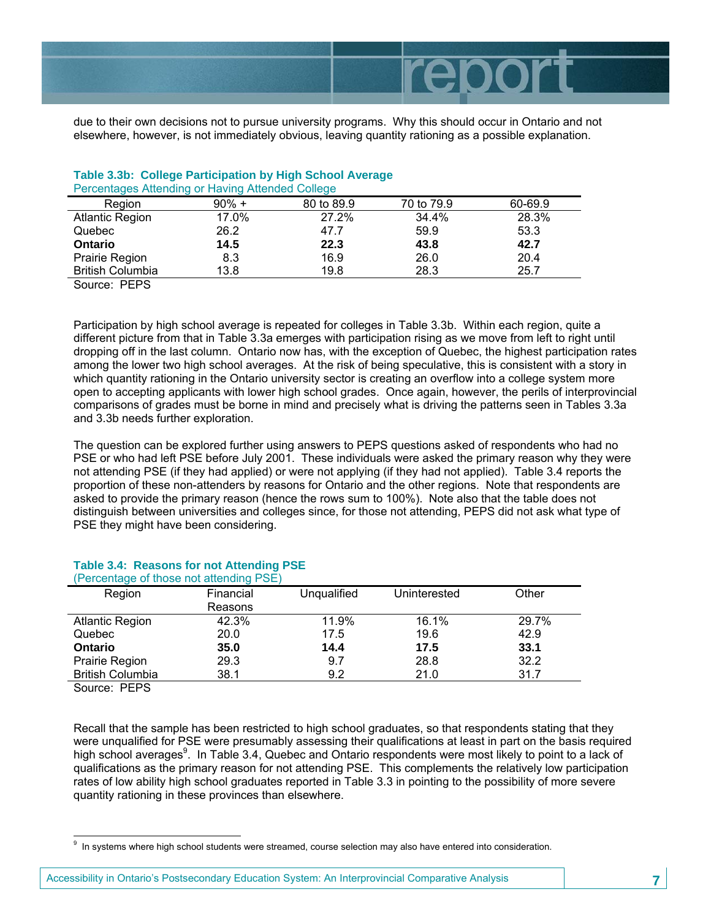due to their own decisions not to pursue university programs. Why this should occur in Ontario and not elsewhere, however, is not immediately obvious, leaving quantity rationing as a possible explanation.

**Table 3.3b: College Participation by High School Average**
Percentages Attending or Having Attended College

| Region | 90% + | 80 to 89.9 | 70 to 79.9 | 60-69.9 |
|---|---|---|---|---|
| Atlantic Region | 17.0% | 27.2% | 34.4% | 28.3% |
| Quebec | 26.2 | 47.7 | 59.9 | 53.3 |
| **Ontario** | **14.5** | **22.3** | **43.8** | **42.7** |
| Prairie Region | 8.3 | 16.9 | 26.0 | 20.4 |
| British Columbia | 13.8 | 19.8 | 28.3 | 25.7 |

Source: PEPS

Participation by high school average is repeated for colleges in Table 3.3b. Within each region, quite a different picture from that in Table 3.3a emerges with participation rising as we move from left to right until dropping off in the last column. Ontario now has, with the exception of Quebec, the highest participation rates among the lower two high school averages. At the risk of being speculative, this is consistent with a story in which quantity rationing in the Ontario university sector is creating an overflow into a college system more open to accepting applicants with lower high school grades. Once again, however, the perils of interprovincial comparisons of grades must be borne in mind and precisely what is driving the patterns seen in Tables 3.3a and 3.3b needs further exploration.

The question can be explored further using answers to PEPS questions asked of respondents who had no PSE or who had left PSE before July 2001. These individuals were asked the primary reason why they were not attending PSE (if they had applied) or were not applying (if they had not applied). Table 3.4 reports the proportion of these non-attenders by reasons for Ontario and the other regions. Note that respondents are asked to provide the primary reason (hence the rows sum to 100%). Note also that the table does not distinguish between universities and colleges since, for those not attending, PEPS did not ask what type of PSE they might have been considering.

**Table 3.4: Reasons for not Attending PSE**
(Percentage of those not attending PSE)

| Region | Financial Reasons | Unqualified | Uninterested | Other |
|---|---|---|---|---|
| Atlantic Region | 42.3% | 11.9% | 16.1% | 29.7% |
| Quebec | 20.0 | 17.5 | 19.6 | 42.9 |
| **Ontario** | **35.0** | **14.4** | **17.5** | **33.1** |
| Prairie Region | 29.3 | 9.7 | 28.8 | 32.2 |
| British Columbia | 38.1 | 9.2 | 21.0 | 31.7 |

Source: PEPS

Recall that the sample has been restricted to high school graduates, so that respondents stating that they were unqualified for PSE were presumably assessing their qualifications at least in part on the basis required high school averages[9]. In Table 3.4, Quebec and Ontario respondents were most likely to point to a lack of qualifications as the primary reason for not attending PSE. This complements the relatively low participation rates of low ability high school graduates reported in Table 3.3 in pointing to the possibility of more severe quantity rationing in these provinces than elsewhere.

[9] In systems where high school students were streamed, course selection may also have entered into consideration.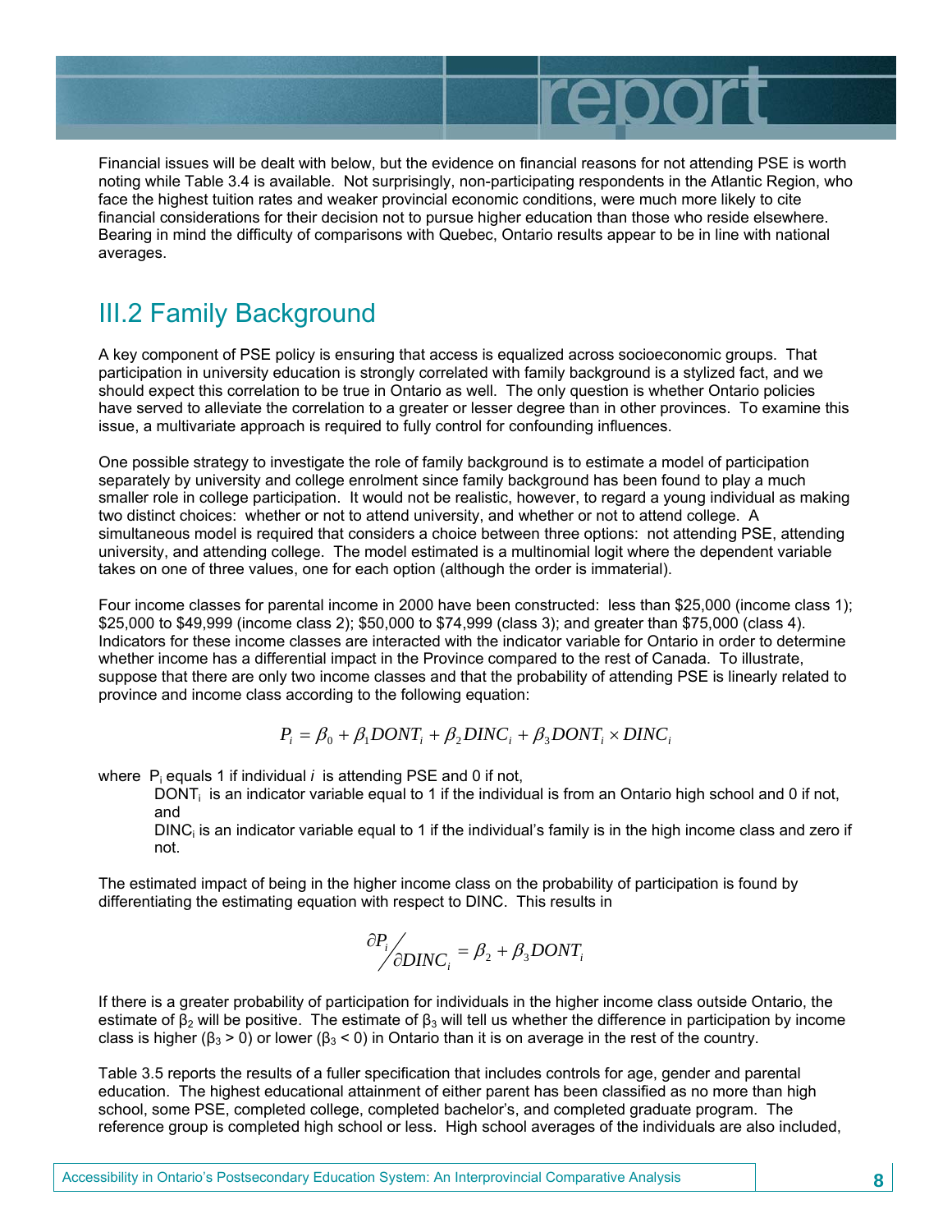Financial issues will be dealt with below, but the evidence on financial reasons for not attending PSE is worth noting while Table 3.4 is available. Not surprisingly, non-participating respondents in the Atlantic Region, who face the highest tuition rates and weaker provincial economic conditions, were much more likely to cite financial considerations for their decision not to pursue higher education than those who reside elsewhere. Bearing in mind the difficulty of comparisons with Quebec, Ontario results appear to be in line with national averages.

## III.2 Family Background

A key component of PSE policy is ensuring that access is equalized across socioeconomic groups. That participation in university education is strongly correlated with family background is a stylized fact, and we should expect this correlation to be true in Ontario as well. The only question is whether Ontario policies have served to alleviate the correlation to a greater or lesser degree than in other provinces. To examine this issue, a multivariate approach is required to fully control for confounding influences.

One possible strategy to investigate the role of family background is to estimate a model of participation separately by university and college enrolment since family background has been found to play a much smaller role in college participation. It would not be realistic, however, to regard a young individual as making two distinct choices: whether or not to attend university, and whether or not to attend college. A simultaneous model is required that considers a choice between three options: not attending PSE, attending university, and attending college. The model estimated is a multinomial logit where the dependent variable takes on one of three values, one for each option (although the order is immaterial).

Four income classes for parental income in 2000 have been constructed: less than $25,000 (income class 1); $25,000 to $49,999 (income class 2); $50,000 to $74,999 (class 3); and greater than $75,000 (class 4). Indicators for these income classes are interacted with the indicator variable for Ontario in order to determine whether income has a differential impact in the Province compared to the rest of Canada. To illustrate, suppose that there are only two income classes and that the probability of attending PSE is linearly related to province and income class according to the following equation:

$$P_i = \beta_0 + \beta_1 DONT_i + \beta_2 DINC_i + \beta_3 DONT_i \times DINC_i$$

where $P_i$ equals 1 if individual *i* is attending PSE and 0 if not,

$DONT_i$ is an indicator variable equal to 1 if the individual is from an Ontario high school and 0 if not, and

$DINC_i$ is an indicator variable equal to 1 if the individual's family is in the high income class and zero if not.

The estimated impact of being in the higher income class on the probability of participation is found by differentiating the estimating equation with respect to DINC. This results in

$$\partial P_i / \partial DINC_i = \beta_2 + \beta_3 DONT_i$$

If there is a greater probability of participation for individuals in the higher income class outside Ontario, the estimate of $\beta_2$ will be positive. The estimate of $\beta_3$ will tell us whether the difference in participation by income class is higher ($\beta_3 > 0$) or lower ($\beta_3 < 0$) in Ontario than it is on average in the rest of the country.

Table 3.5 reports the results of a fuller specification that includes controls for age, gender and parental education. The highest educational attainment of either parent has been classified as no more than high school, some PSE, completed college, completed bachelor's, and completed graduate program. The reference group is completed high school or less. High school averages of the individuals are also included,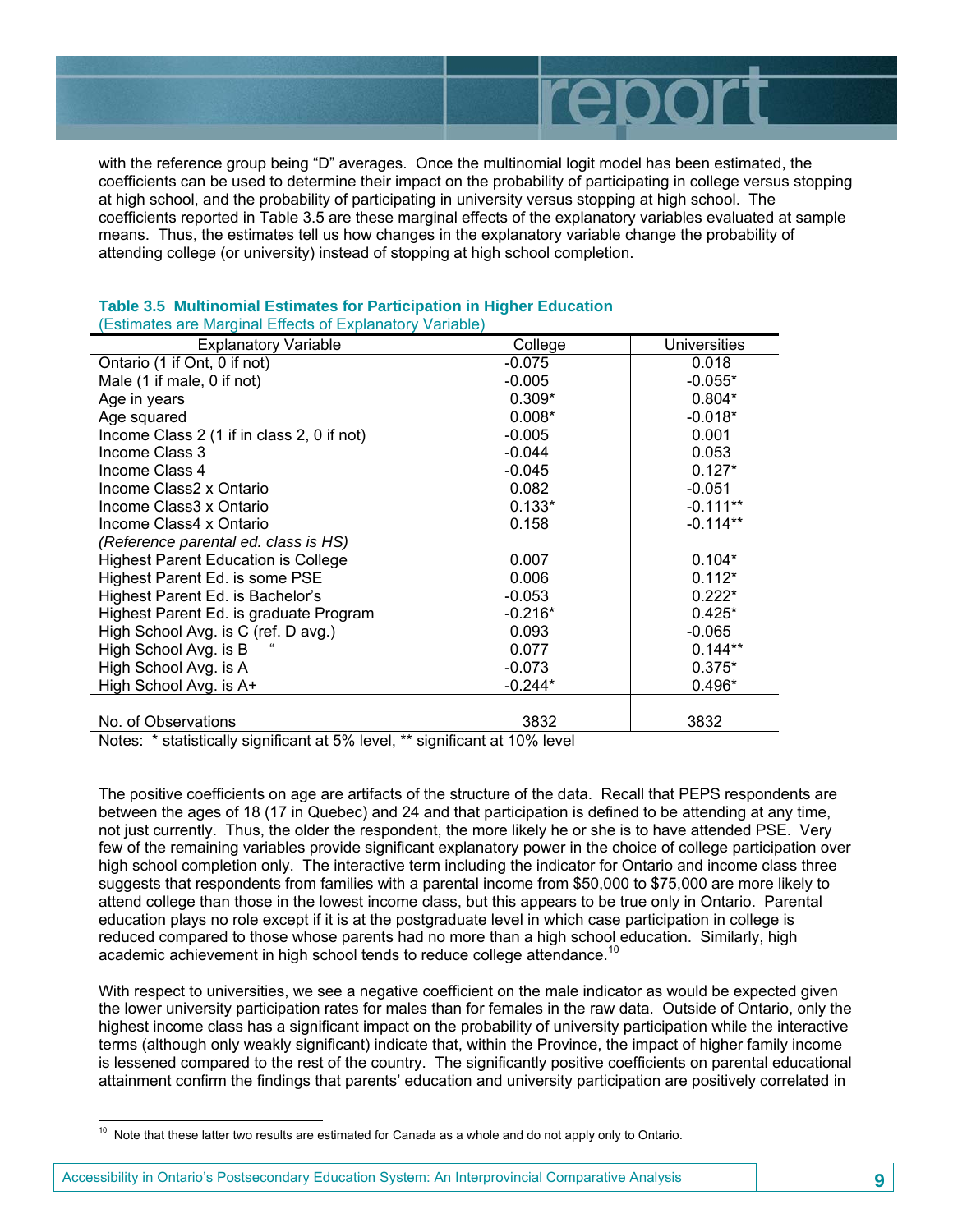with the reference group being "D" averages. Once the multinomial logit model has been estimated, the coefficients can be used to determine their impact on the probability of participating in college versus stopping at high school, and the probability of participating in university versus stopping at high school. The coefficients reported in Table 3.5 are these marginal effects of the explanatory variables evaluated at sample means. Thus, the estimates tell us how changes in the explanatory variable change the probability of attending college (or university) instead of stopping at high school completion.

**Table 3.5 Multinomial Estimates for Participation in Higher Education**
(Estimates are Marginal Effects of Explanatory Variable)

| Explanatory Variable | College | Universities |
|---|---|---|
| Ontario (1 if Ont, 0 if not) | -0.075 | 0.018 |
| Male (1 if male, 0 if not) | -0.005 | -0.055* |
| Age in years | 0.309* | 0.804* |
| Age squared | 0.008* | -0.018* |
| Income Class 2 (1 if in class 2, 0 if not) | -0.005 | 0.001 |
| Income Class 3 | -0.044 | 0.053 |
| Income Class 4 | -0.045 | 0.127* |
| Income Class2 x Ontario | 0.082 | -0.051 |
| Income Class3 x Ontario | 0.133* | -0.111** |
| Income Class4 x Ontario | 0.158 | -0.114** |
| *(Reference parental ed. class is HS)* | | |
| Highest Parent Education is College | 0.007 | 0.104* |
| Highest Parent Ed. is some PSE | 0.006 | 0.112* |
| Highest Parent Ed. is Bachelor's | -0.053 | 0.222* |
| Highest Parent Ed. is graduate Program | -0.216* | 0.425* |
| High School Avg. is C (ref. D avg.) | 0.093 | -0.065 |
| High School Avg. is B " | 0.077 | 0.144** |
| High School Avg. is A | -0.073 | 0.375* |
| High School Avg. is A+ | -0.244* | 0.496* |
| | | |
| No. of Observations | 3832 | 3832 |

Notes: * statistically significant at 5% level, ** significant at 10% level

The positive coefficients on age are artifacts of the structure of the data. Recall that PEPS respondents are between the ages of 18 (17 in Quebec) and 24 and that participation is defined to be attending at any time, not just currently. Thus, the older the respondent, the more likely he or she is to have attended PSE. Very few of the remaining variables provide significant explanatory power in the choice of college participation over high school completion only. The interactive term including the indicator for Ontario and income class three suggests that respondents from families with a parental income from $50,000 to $75,000 are more likely to attend college than those in the lowest income class, but this appears to be true only in Ontario. Parental education plays no role except if it is at the postgraduate level in which case participation in college is reduced compared to those whose parents had no more than a high school education. Similarly, high academic achievement in high school tends to reduce college attendance.[10]

With respect to universities, we see a negative coefficient on the male indicator as would be expected given the lower university participation rates for males than for females in the raw data. Outside of Ontario, only the highest income class has a significant impact on the probability of university participation while the interactive terms (although only weakly significant) indicate that, within the Province, the impact of higher family income is lessened compared to the rest of the country. The significantly positive coefficients on parental educational attainment confirm the findings that parents' education and university participation are positively correlated in

[10] Note that these latter two results are estimated for Canada as a whole and do not apply only to Ontario.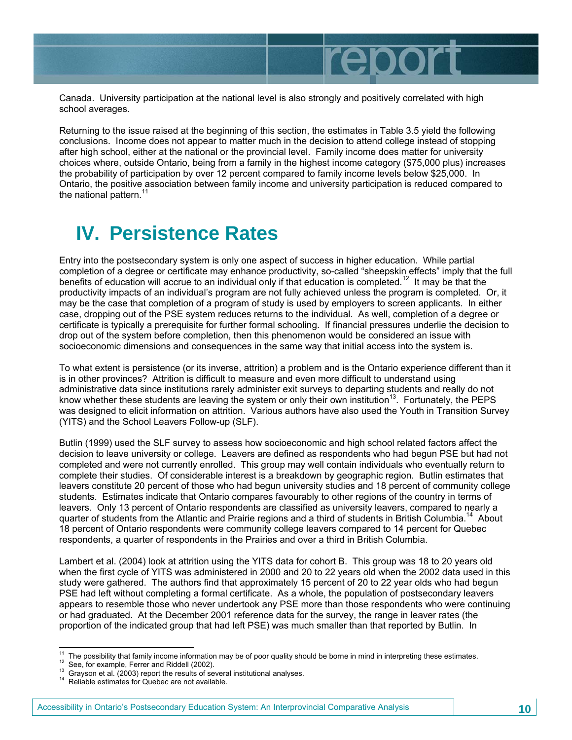Canada. University participation at the national level is also strongly and positively correlated with high school averages.

Returning to the issue raised at the beginning of this section, the estimates in Table 3.5 yield the following conclusions. Income does not appear to matter much in the decision to attend college instead of stopping after high school, either at the national or the provincial level. Family income does matter for university choices where, outside Ontario, being from a family in the highest income category ($75,000 plus) increases the probability of participation by over 12 percent compared to family income levels below $25,000. In Ontario, the positive association between family income and university participation is reduced compared to the national pattern.[11]

# IV. Persistence Rates

Entry into the postsecondary system is only one aspect of success in higher education. While partial completion of a degree or certificate may enhance productivity, so-called "sheepskin effects" imply that the full benefits of education will accrue to an individual only if that education is completed.[12] It may be that the productivity impacts of an individual's program are not fully achieved unless the program is completed. Or, it may be the case that completion of a program of study is used by employers to screen applicants. In either case, dropping out of the PSE system reduces returns to the individual. As well, completion of a degree or certificate is typically a prerequisite for further formal schooling. If financial pressures underlie the decision to drop out of the system before completion, then this phenomenon would be considered an issue with socioeconomic dimensions and consequences in the same way that initial access into the system is.

To what extent is persistence (or its inverse, attrition) a problem and is the Ontario experience different than it is in other provinces? Attrition is difficult to measure and even more difficult to understand using administrative data since institutions rarely administer exit surveys to departing students and really do not know whether these students are leaving the system or only their own institution[13]. Fortunately, the PEPS was designed to elicit information on attrition. Various authors have also used the Youth in Transition Survey (YITS) and the School Leavers Follow-up (SLF).

Butlin (1999) used the SLF survey to assess how socioeconomic and high school related factors affect the decision to leave university or college. Leavers are defined as respondents who had begun PSE but had not completed and were not currently enrolled. This group may well contain individuals who eventually return to complete their studies. Of considerable interest is a breakdown by geographic region. Butlin estimates that leavers constitute 20 percent of those who had begun university studies and 18 percent of community college students. Estimates indicate that Ontario compares favourably to other regions of the country in terms of leavers. Only 13 percent of Ontario respondents are classified as university leavers, compared to nearly a quarter of students from the Atlantic and Prairie regions and a third of students in British Columbia.[14] About 18 percent of Ontario respondents were community college leavers compared to 14 percent for Quebec respondents, a quarter of respondents in the Prairies and over a third in British Columbia.

Lambert et al. (2004) look at attrition using the YITS data for cohort B. This group was 18 to 20 years old when the first cycle of YITS was administered in 2000 and 20 to 22 years old when the 2002 data used in this study were gathered. The authors find that approximately 15 percent of 20 to 22 year olds who had begun PSE had left without completing a formal certificate. As a whole, the population of postsecondary leavers appears to resemble those who never undertook any PSE more than those respondents who were continuing or had graduated. At the December 2001 reference data for the survey, the range in leaver rates (the proportion of the indicated group that had left PSE) was much smaller than that reported by Butlin. In

[11] The possibility that family income information may be of poor quality should be borne in mind in interpreting these estimates.
[12] See, for example, Ferrer and Riddell (2002).
[13] Grayson et al. (2003) report the results of several institutional analyses.
[14] Reliable estimates for Quebec are not available.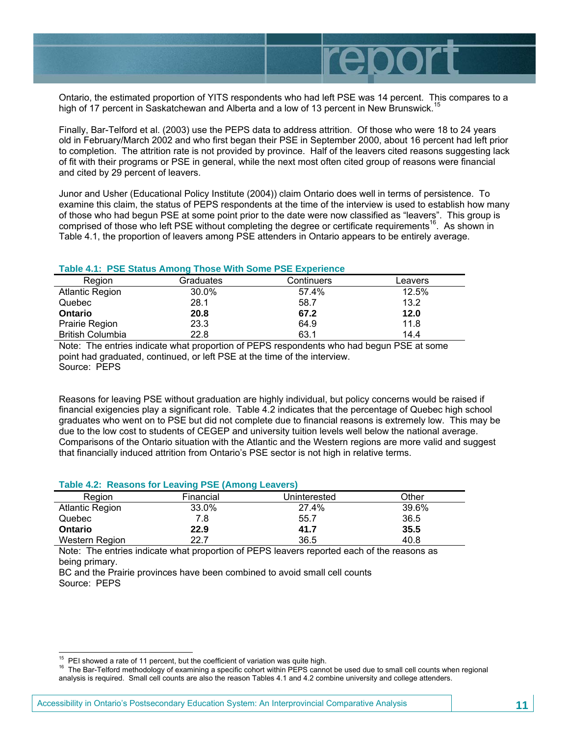Ontario, the estimated proportion of YITS respondents who had left PSE was 14 percent. This compares to a high of 17 percent in Saskatchewan and Alberta and a low of 13 percent in New Brunswick.[15]

Finally, Bar-Telford et al. (2003) use the PEPS data to address attrition. Of those who were 18 to 24 years old in February/March 2002 and who first began their PSE in September 2000, about 16 percent had left prior to completion. The attrition rate is not provided by province. Half of the leavers cited reasons suggesting lack of fit with their programs or PSE in general, while the next most often cited group of reasons were financial and cited by 29 percent of leavers.

Junor and Usher (Educational Policy Institute (2004)) claim Ontario does well in terms of persistence. To examine this claim, the status of PEPS respondents at the time of the interview is used to establish how many of those who had begun PSE at some point prior to the date were now classified as "leavers". This group is comprised of those who left PSE without completing the degree or certificate requirements[16]. As shown in Table 4.1, the proportion of leavers among PSE attenders in Ontario appears to be entirely average.

**Table 4.1: PSE Status Among Those With Some PSE Experience**

| Region | Graduates | Continuers | Leavers |
|---|---|---|---|
| Atlantic Region | 30.0% | 57.4% | 12.5% |
| Quebec | 28.1 | 58.7 | 13.2 |
| **Ontario** | **20.8** | **67.2** | **12.0** |
| Prairie Region | 23.3 | 64.9 | 11.8 |
| British Columbia | 22.8 | 63.1 | 14.4 |

Note: The entries indicate what proportion of PEPS respondents who had begun PSE at some point had graduated, continued, or left PSE at the time of the interview.
Source: PEPS

Reasons for leaving PSE without graduation are highly individual, but policy concerns would be raised if financial exigencies play a significant role. Table 4.2 indicates that the percentage of Quebec high school graduates who went on to PSE but did not complete due to financial reasons is extremely low. This may be due to the low cost to students of CEGEP and university tuition levels well below the national average. Comparisons of the Ontario situation with the Atlantic and the Western regions are more valid and suggest that financially induced attrition from Ontario's PSE sector is not high in relative terms.

**Table 4.2: Reasons for Leaving PSE (Among Leavers)**

| Region | Financial | Uninterested | Other |
|---|---|---|---|
| Atlantic Region | 33.0% | 27.4% | 39.6% |
| Quebec | 7.8 | 55.7 | 36.5 |
| **Ontario** | **22.9** | **41.7** | **35.5** |
| Western Region | 22.7 | 36.5 | 40.8 |

Note: The entries indicate what proportion of PEPS leavers reported each of the reasons as being primary.
BC and the Prairie provinces have been combined to avoid small cell counts
Source: PEPS

[15] PEI showed a rate of 11 percent, but the coefficient of variation was quite high.

[16] The Bar-Telford methodology of examining a specific cohort within PEPS cannot be used due to small cell counts when regional analysis is required. Small cell counts are also the reason Tables 4.1 and 4.2 combine university and college attenders.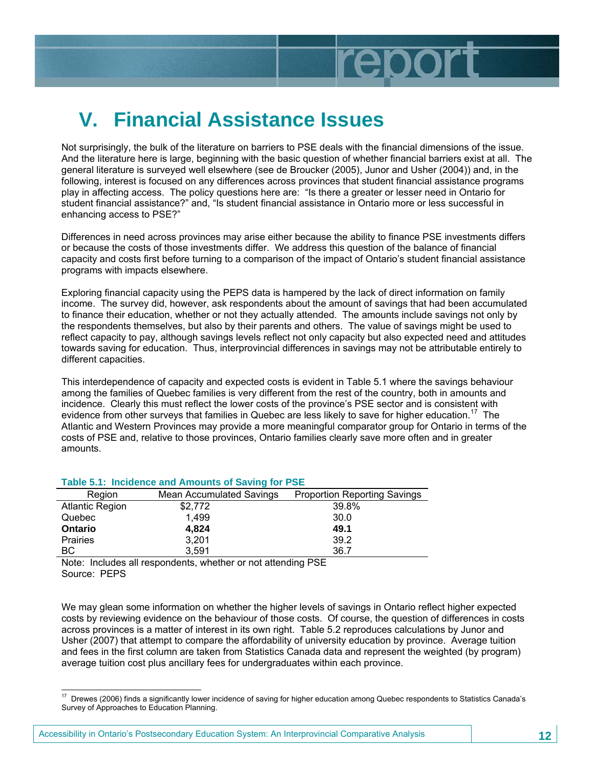# V. Financial Assistance Issues

Not surprisingly, the bulk of the literature on barriers to PSE deals with the financial dimensions of the issue. And the literature here is large, beginning with the basic question of whether financial barriers exist at all. The general literature is surveyed well elsewhere (see de Broucker (2005), Junor and Usher (2004)) and, in the following, interest is focused on any differences across provinces that student financial assistance programs play in affecting access. The policy questions here are: "Is there a greater or lesser need in Ontario for student financial assistance?" and, "Is student financial assistance in Ontario more or less successful in enhancing access to PSE?"

Differences in need across provinces may arise either because the ability to finance PSE investments differs or because the costs of those investments differ. We address this question of the balance of financial capacity and costs first before turning to a comparison of the impact of Ontario's student financial assistance programs with impacts elsewhere.

Exploring financial capacity using the PEPS data is hampered by the lack of direct information on family income. The survey did, however, ask respondents about the amount of savings that had been accumulated to finance their education, whether or not they actually attended. The amounts include savings not only by the respondents themselves, but also by their parents and others. The value of savings might be used to reflect capacity to pay, although savings levels reflect not only capacity but also expected need and attitudes towards saving for education. Thus, interprovincial differences in savings may not be attributable entirely to different capacities.

This interdependence of capacity and expected costs is evident in Table 5.1 where the savings behaviour among the families of Quebec families is very different from the rest of the country, both in amounts and incidence. Clearly this must reflect the lower costs of the province's PSE sector and is consistent with evidence from other surveys that families in Quebec are less likely to save for higher education.[17] The Atlantic and Western Provinces may provide a more meaningful comparator group for Ontario in terms of the costs of PSE and, relative to those provinces, Ontario families clearly save more often and in greater amounts.

**Table 5.1: Incidence and Amounts of Saving for PSE**

| Region | Mean Accumulated Savings | Proportion Reporting Savings |
|---|---|---|
| Atlantic Region | $2,772 | 39.8% |
| Quebec | 1,499 | 30.0 |
| **Ontario** | **4,824** | **49.1** |
| Prairies | 3,201 | 39.2 |
| BC | 3,591 | 36.7 |

Note: Includes all respondents, whether or not attending PSE
Source: PEPS

We may glean some information on whether the higher levels of savings in Ontario reflect higher expected costs by reviewing evidence on the behaviour of those costs. Of course, the question of differences in costs across provinces is a matter of interest in its own right. Table 5.2 reproduces calculations by Junor and Usher (2007) that attempt to compare the affordability of university education by province. Average tuition and fees in the first column are taken from Statistics Canada data and represent the weighted (by program) average tuition cost plus ancillary fees for undergraduates within each province.

[17] Drewes (2006) finds a significantly lower incidence of saving for higher education among Quebec respondents to Statistics Canada's Survey of Approaches to Education Planning.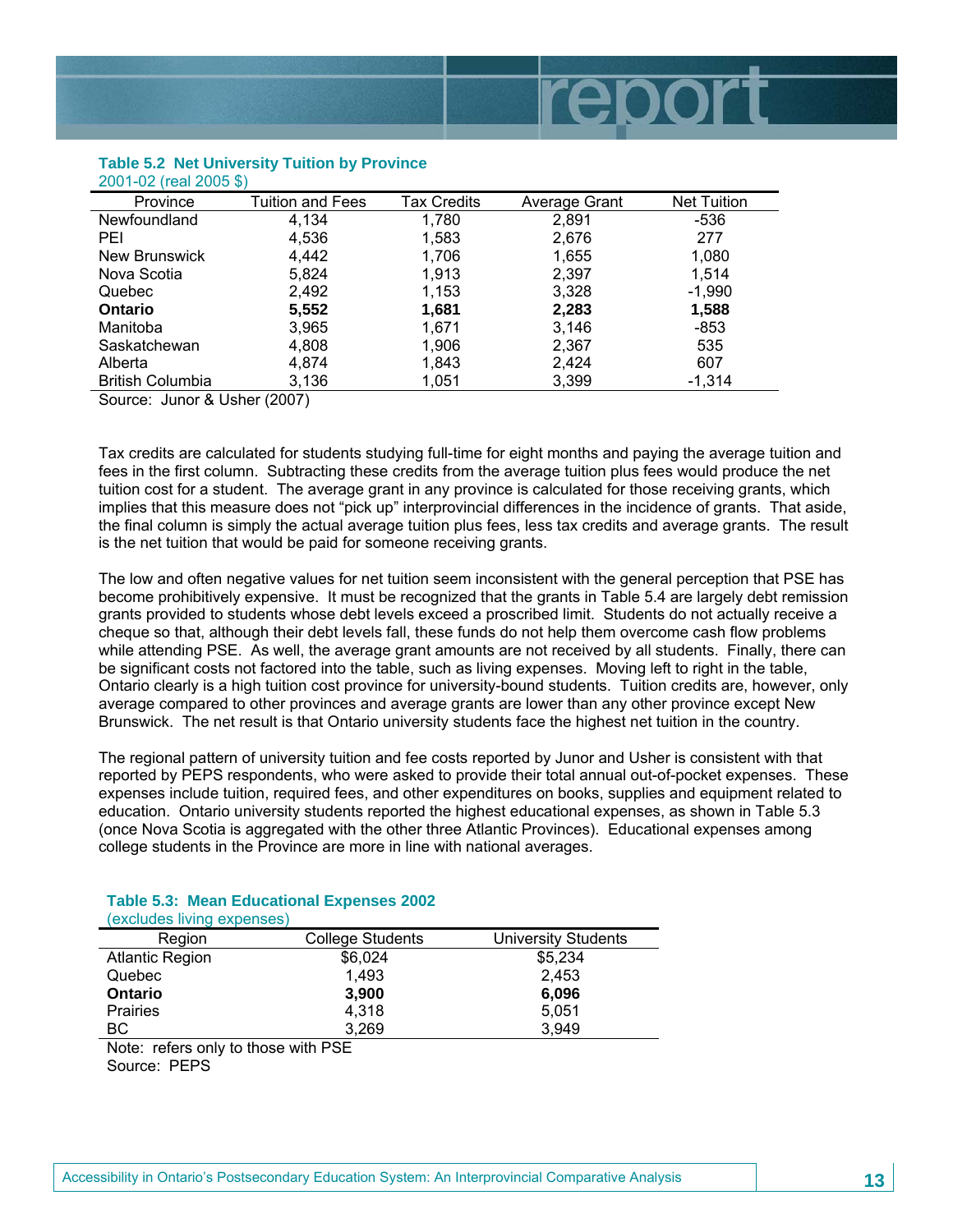**Table 5.2 Net University Tuition by Province**
2001-02 (real 2005 $)

| Province | Tuition and Fees | Tax Credits | Average Grant | Net Tuition |
|---|---|---|---|---|
| Newfoundland | 4,134 | 1,780 | 2,891 | -536 |
| PEI | 4,536 | 1,583 | 2,676 | 277 |
| New Brunswick | 4,442 | 1,706 | 1,655 | 1,080 |
| Nova Scotia | 5,824 | 1,913 | 2,397 | 1,514 |
| Quebec | 2,492 | 1,153 | 3,328 | -1,990 |
| **Ontario** | **5,552** | **1,681** | **2,283** | **1,588** |
| Manitoba | 3,965 | 1,671 | 3,146 | -853 |
| Saskatchewan | 4,808 | 1,906 | 2,367 | 535 |
| Alberta | 4,874 | 1,843 | 2,424 | 607 |
| British Columbia | 3,136 | 1,051 | 3,399 | -1,314 |

Source: Junor & Usher (2007)

Tax credits are calculated for students studying full-time for eight months and paying the average tuition and fees in the first column. Subtracting these credits from the average tuition plus fees would produce the net tuition cost for a student. The average grant in any province is calculated for those receiving grants, which implies that this measure does not "pick up" interprovincial differences in the incidence of grants. That aside, the final column is simply the actual average tuition plus fees, less tax credits and average grants. The result is the net tuition that would be paid for someone receiving grants.

The low and often negative values for net tuition seem inconsistent with the general perception that PSE has become prohibitively expensive. It must be recognized that the grants in Table 5.4 are largely debt remission grants provided to students whose debt levels exceed a proscribed limit. Students do not actually receive a cheque so that, although their debt levels fall, these funds do not help them overcome cash flow problems while attending PSE. As well, the average grant amounts are not received by all students. Finally, there can be significant costs not factored into the table, such as living expenses. Moving left to right in the table, Ontario clearly is a high tuition cost province for university-bound students. Tuition credits are, however, only average compared to other provinces and average grants are lower than any other province except New Brunswick. The net result is that Ontario university students face the highest net tuition in the country.

The regional pattern of university tuition and fee costs reported by Junor and Usher is consistent with that reported by PEPS respondents, who were asked to provide their total annual out-of-pocket expenses. These expenses include tuition, required fees, and other expenditures on books, supplies and equipment related to education. Ontario university students reported the highest educational expenses, as shown in Table 5.3 (once Nova Scotia is aggregated with the other three Atlantic Provinces). Educational expenses among college students in the Province are more in line with national averages.

**Table 5.3: Mean Educational Expenses 2002**
(excludes living expenses)

| Region | College Students | University Students |
|---|---|---|
| Atlantic Region | $6,024 | $5,234 |
| Quebec | 1,493 | 2,453 |
| **Ontario** | **3,900** | **6,096** |
| Prairies | 4,318 | 5,051 |
| BC | 3,269 | 3,949 |

Note: refers only to those with PSE
Source: PEPS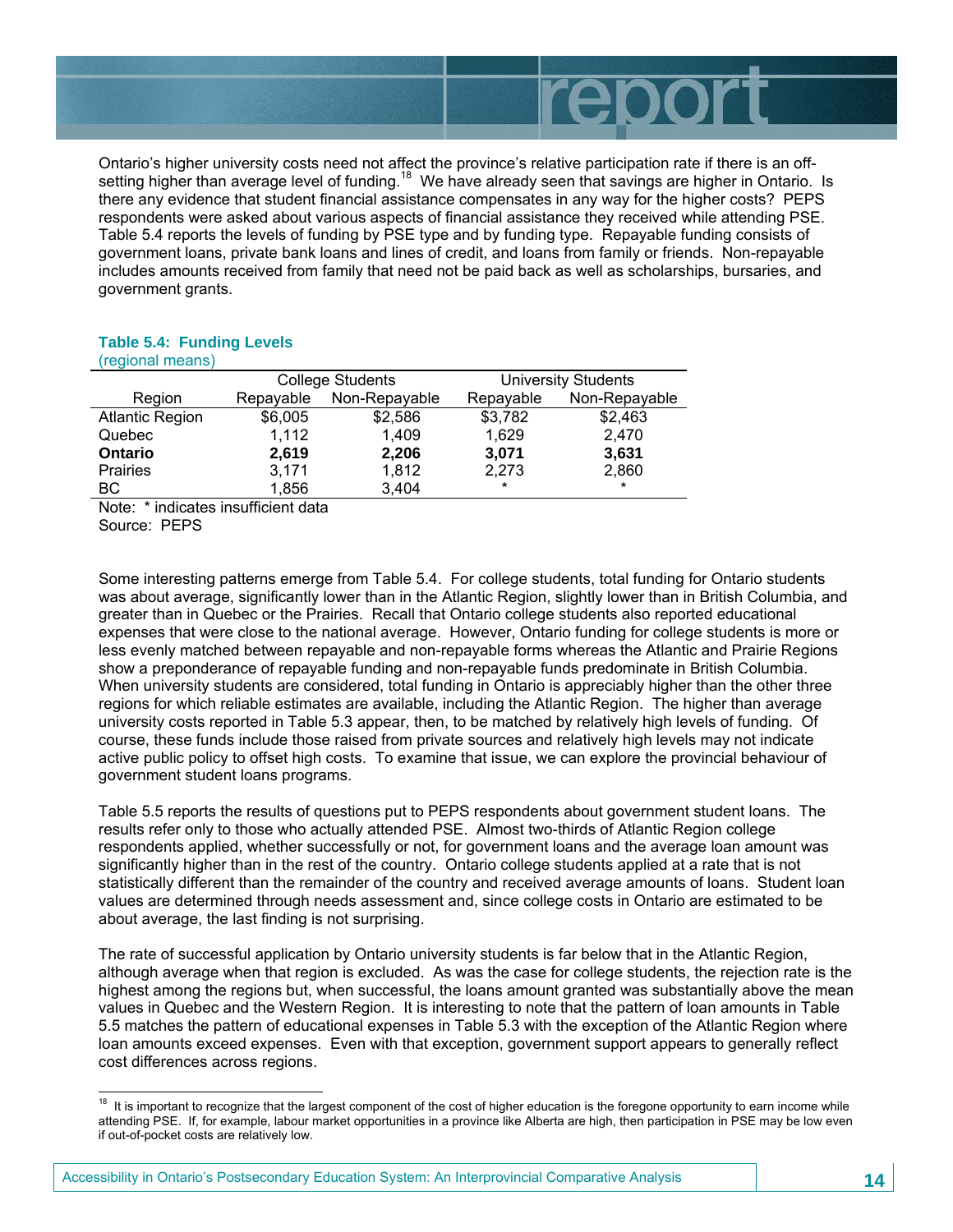Ontario's higher university costs need not affect the province's relative participation rate if there is an off-setting higher than average level of funding.[18] We have already seen that savings are higher in Ontario. Is there any evidence that student financial assistance compensates in any way for the higher costs? PEPS respondents were asked about various aspects of financial assistance they received while attending PSE. Table 5.4 reports the levels of funding by PSE type and by funding type. Repayable funding consists of government loans, private bank loans and lines of credit, and loans from family or friends. Non-repayable includes amounts received from family that need not be paid back as well as scholarships, bursaries, and government grants.

**Table 5.4: Funding Levels**
(regional means)

| | College Students | | University Students | |
|---|---|---|---|---|
| Region | Repayable | Non-Repayable | Repayable | Non-Repayable |
| Atlantic Region | $6,005 | $2,586 | $3,782 | $2,463 |
| Quebec | 1,112 | 1,409 | 1,629 | 2,470 |
| **Ontario** | **2,619** | **2,206** | **3,071** | **3,631** |
| Prairies | 3,171 | 1,812 | 2,273 | 2,860 |
| BC | 1,856 | 3,404 | * | * |

Note: * indicates insufficient data
Source: PEPS

Some interesting patterns emerge from Table 5.4. For college students, total funding for Ontario students was about average, significantly lower than in the Atlantic Region, slightly lower than in British Columbia, and greater than in Quebec or the Prairies. Recall that Ontario college students also reported educational expenses that were close to the national average. However, Ontario funding for college students is more or less evenly matched between repayable and non-repayable forms whereas the Atlantic and Prairie Regions show a preponderance of repayable funding and non-repayable funds predominate in British Columbia. When university students are considered, total funding in Ontario is appreciably higher than the other three regions for which reliable estimates are available, including the Atlantic Region. The higher than average university costs reported in Table 5.3 appear, then, to be matched by relatively high levels of funding. Of course, these funds include those raised from private sources and relatively high levels may not indicate active public policy to offset high costs. To examine that issue, we can explore the provincial behaviour of government student loans programs.

Table 5.5 reports the results of questions put to PEPS respondents about government student loans. The results refer only to those who actually attended PSE. Almost two-thirds of Atlantic Region college respondents applied, whether successfully or not, for government loans and the average loan amount was significantly higher than in the rest of the country. Ontario college students applied at a rate that is not statistically different than the remainder of the country and received average amounts of loans. Student loan values are determined through needs assessment and, since college costs in Ontario are estimated to be about average, the last finding is not surprising.

The rate of successful application by Ontario university students is far below that in the Atlantic Region, although average when that region is excluded. As was the case for college students, the rejection rate is the highest among the regions but, when successful, the loans amount granted was substantially above the mean values in Quebec and the Western Region. It is interesting to note that the pattern of loan amounts in Table 5.5 matches the pattern of educational expenses in Table 5.3 with the exception of the Atlantic Region where loan amounts exceed expenses. Even with that exception, government support appears to generally reflect cost differences across regions.

[18] It is important to recognize that the largest component of the cost of higher education is the foregone opportunity to earn income while attending PSE. If, for example, labour market opportunities in a province like Alberta are high, then participation in PSE may be low even if out-of-pocket costs are relatively low.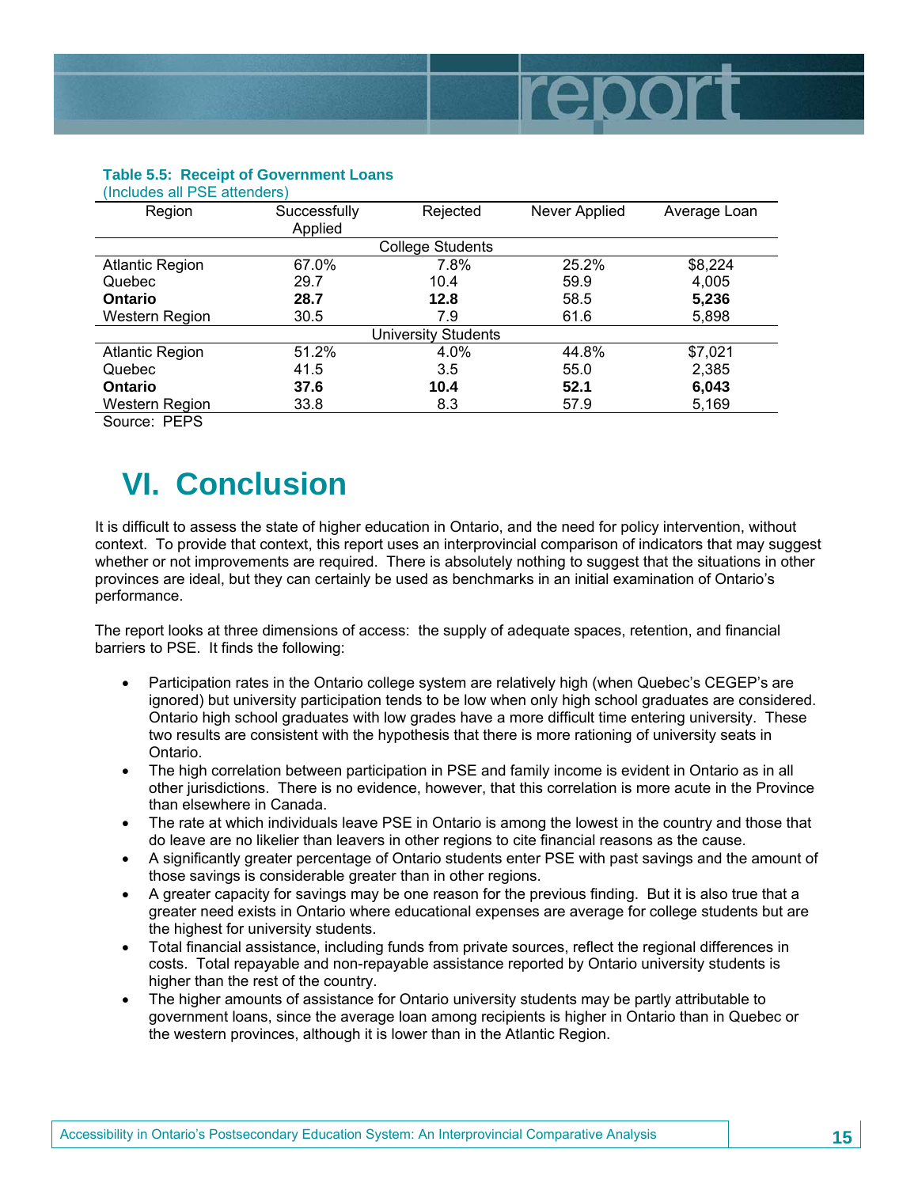**Table 5.5: Receipt of Government Loans**
(Includes all PSE attenders)

| Region | Successfully Applied | Rejected | Never Applied | Average Loan |
|---|---|---|---|---|
| College Students | | | | |
| Atlantic Region | 67.0% | 7.8% | 25.2% | $8,224 |
| Quebec | 29.7 | 10.4 | 59.9 | 4,005 |
| **Ontario** | **28.7** | **12.8** | 58.5 | **5,236** |
| Western Region | 30.5 | 7.9 | 61.6 | 5,898 |
| University Students | | | | |
| Atlantic Region | 51.2% | 4.0% | 44.8% | $7,021 |
| Quebec | 41.5 | 3.5 | 55.0 | 2,385 |
| **Ontario** | **37.6** | **10.4** | **52.1** | **6,043** |
| Western Region | 33.8 | 8.3 | 57.9 | 5,169 |

Source: PEPS

# VI. Conclusion

It is difficult to assess the state of higher education in Ontario, and the need for policy intervention, without context. To provide that context, this report uses an interprovincial comparison of indicators that may suggest whether or not improvements are required. There is absolutely nothing to suggest that the situations in other provinces are ideal, but they can certainly be used as benchmarks in an initial examination of Ontario's performance.

The report looks at three dimensions of access: the supply of adequate spaces, retention, and financial barriers to PSE. It finds the following:

- Participation rates in the Ontario college system are relatively high (when Quebec's CEGEP's are ignored) but university participation tends to be low when only high school graduates are considered. Ontario high school graduates with low grades have a more difficult time entering university. These two results are consistent with the hypothesis that there is more rationing of university seats in Ontario.
- The high correlation between participation in PSE and family income is evident in Ontario as in all other jurisdictions. There is no evidence, however, that this correlation is more acute in the Province than elsewhere in Canada.
- The rate at which individuals leave PSE in Ontario is among the lowest in the country and those that do leave are no likelier than leavers in other regions to cite financial reasons as the cause.
- A significantly greater percentage of Ontario students enter PSE with past savings and the amount of those savings is considerable greater than in other regions.
- A greater capacity for savings may be one reason for the previous finding. But it is also true that a greater need exists in Ontario where educational expenses are average for college students but are the highest for university students.
- Total financial assistance, including funds from private sources, reflect the regional differences in costs. Total repayable and non-repayable assistance reported by Ontario university students is higher than the rest of the country.
- The higher amounts of assistance for Ontario university students may be partly attributable to government loans, since the average loan among recipients is higher in Ontario than in Quebec or the western provinces, although it is lower than in the Atlantic Region.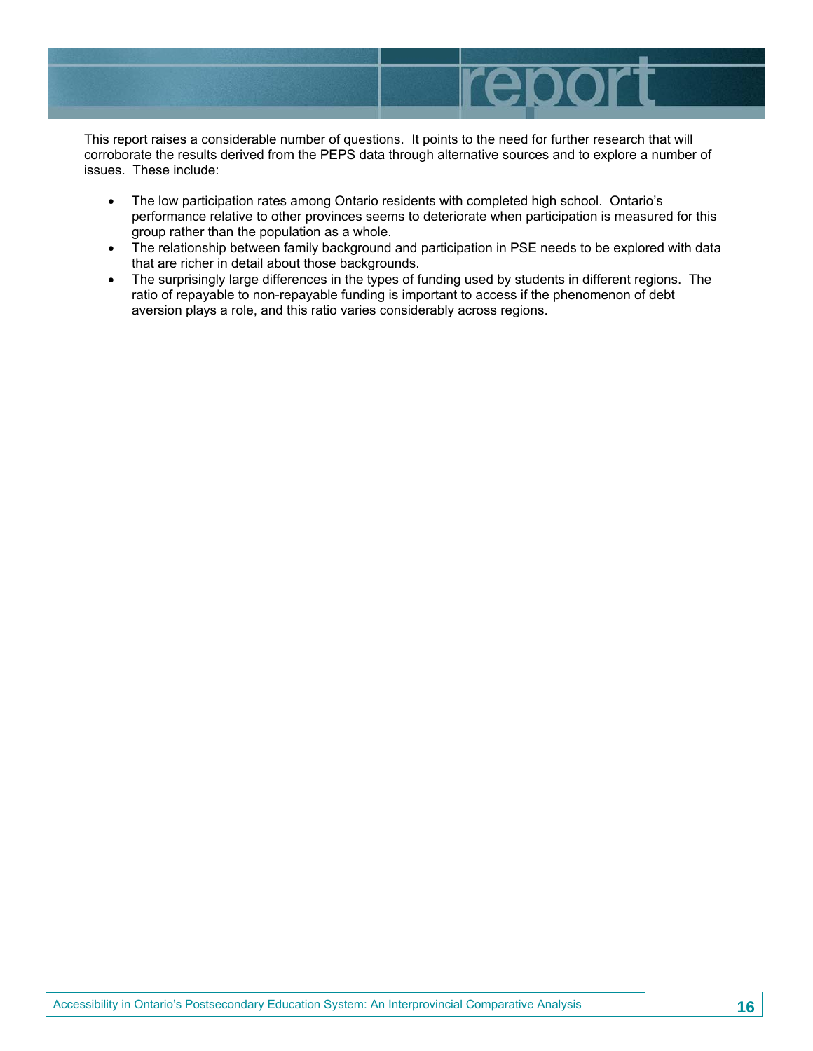This report raises a considerable number of questions. It points to the need for further research that will corroborate the results derived from the PEPS data through alternative sources and to explore a number of issues. These include:

- The low participation rates among Ontario residents with completed high school. Ontario's performance relative to other provinces seems to deteriorate when participation is measured for this group rather than the population as a whole.
- The relationship between family background and participation in PSE needs to be explored with data that are richer in detail about those backgrounds.
- The surprisingly large differences in the types of funding used by students in different regions. The ratio of repayable to non-repayable funding is important to access if the phenomenon of debt aversion plays a role, and this ratio varies considerably across regions.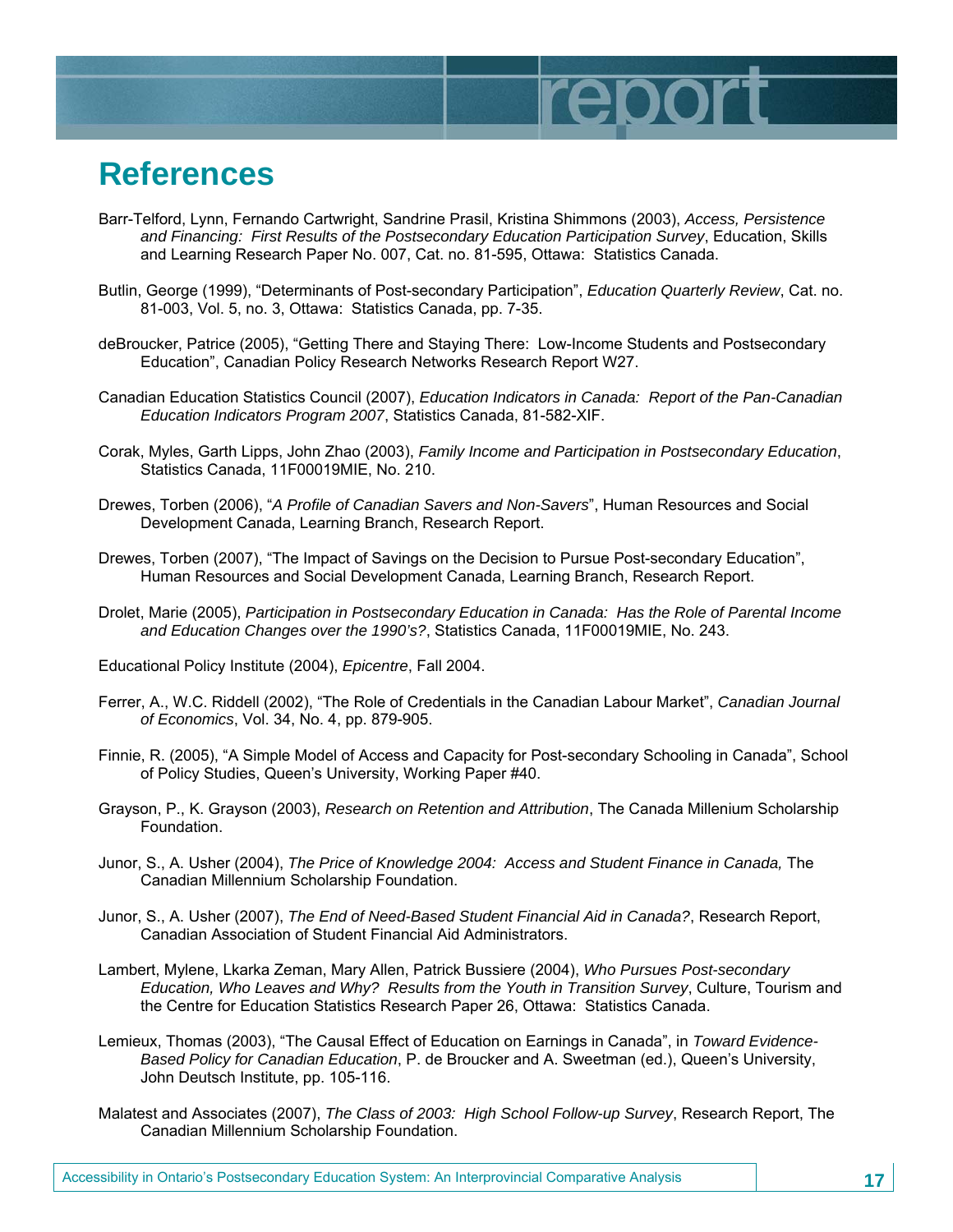## References

Barr-Telford, Lynn, Fernando Cartwright, Sandrine Prasil, Kristina Shimmons (2003), *Access, Persistence and Financing: First Results of the Postsecondary Education Participation Survey*, Education, Skills and Learning Research Paper No. 007, Cat. no. 81-595, Ottawa: Statistics Canada.

Butlin, George (1999), "Determinants of Post-secondary Participation", *Education Quarterly Review*, Cat. no. 81-003, Vol. 5, no. 3, Ottawa: Statistics Canada, pp. 7-35.

deBroucker, Patrice (2005), "Getting There and Staying There: Low-Income Students and Postsecondary Education", Canadian Policy Research Networks Research Report W27.

Canadian Education Statistics Council (2007), *Education Indicators in Canada: Report of the Pan-Canadian Education Indicators Program 2007*, Statistics Canada, 81-582-XIF.

Corak, Myles, Garth Lipps, John Zhao (2003), *Family Income and Participation in Postsecondary Education*, Statistics Canada, 11F00019MIE, No. 210.

Drewes, Torben (2006), "*A Profile of Canadian Savers and Non-Savers*", Human Resources and Social Development Canada, Learning Branch, Research Report.

Drewes, Torben (2007), "The Impact of Savings on the Decision to Pursue Post-secondary Education", Human Resources and Social Development Canada, Learning Branch, Research Report.

Drolet, Marie (2005), *Participation in Postsecondary Education in Canada: Has the Role of Parental Income and Education Changes over the 1990's?*, Statistics Canada, 11F00019MIE, No. 243.

Educational Policy Institute (2004), *Epicentre*, Fall 2004.

Ferrer, A., W.C. Riddell (2002), "The Role of Credentials in the Canadian Labour Market", *Canadian Journal of Economics*, Vol. 34, No. 4, pp. 879-905.

Finnie, R. (2005), "A Simple Model of Access and Capacity for Post-secondary Schooling in Canada", School of Policy Studies, Queen's University, Working Paper #40.

Grayson, P., K. Grayson (2003), *Research on Retention and Attribution*, The Canada Millenium Scholarship Foundation.

Junor, S., A. Usher (2004), *The Price of Knowledge 2004: Access and Student Finance in Canada,* The Canadian Millennium Scholarship Foundation.

Junor, S., A. Usher (2007), *The End of Need-Based Student Financial Aid in Canada?*, Research Report, Canadian Association of Student Financial Aid Administrators.

Lambert, Mylene, Lkarka Zeman, Mary Allen, Patrick Bussiere (2004), *Who Pursues Post-secondary Education, Who Leaves and Why? Results from the Youth in Transition Survey*, Culture, Tourism and the Centre for Education Statistics Research Paper 26, Ottawa: Statistics Canada.

Lemieux, Thomas (2003), "The Causal Effect of Education on Earnings in Canada", in *Toward Evidence-Based Policy for Canadian Education*, P. de Broucker and A. Sweetman (ed.), Queen's University, John Deutsch Institute, pp. 105-116.

Malatest and Associates (2007), *The Class of 2003: High School Follow-up Survey*, Research Report, The Canadian Millennium Scholarship Foundation.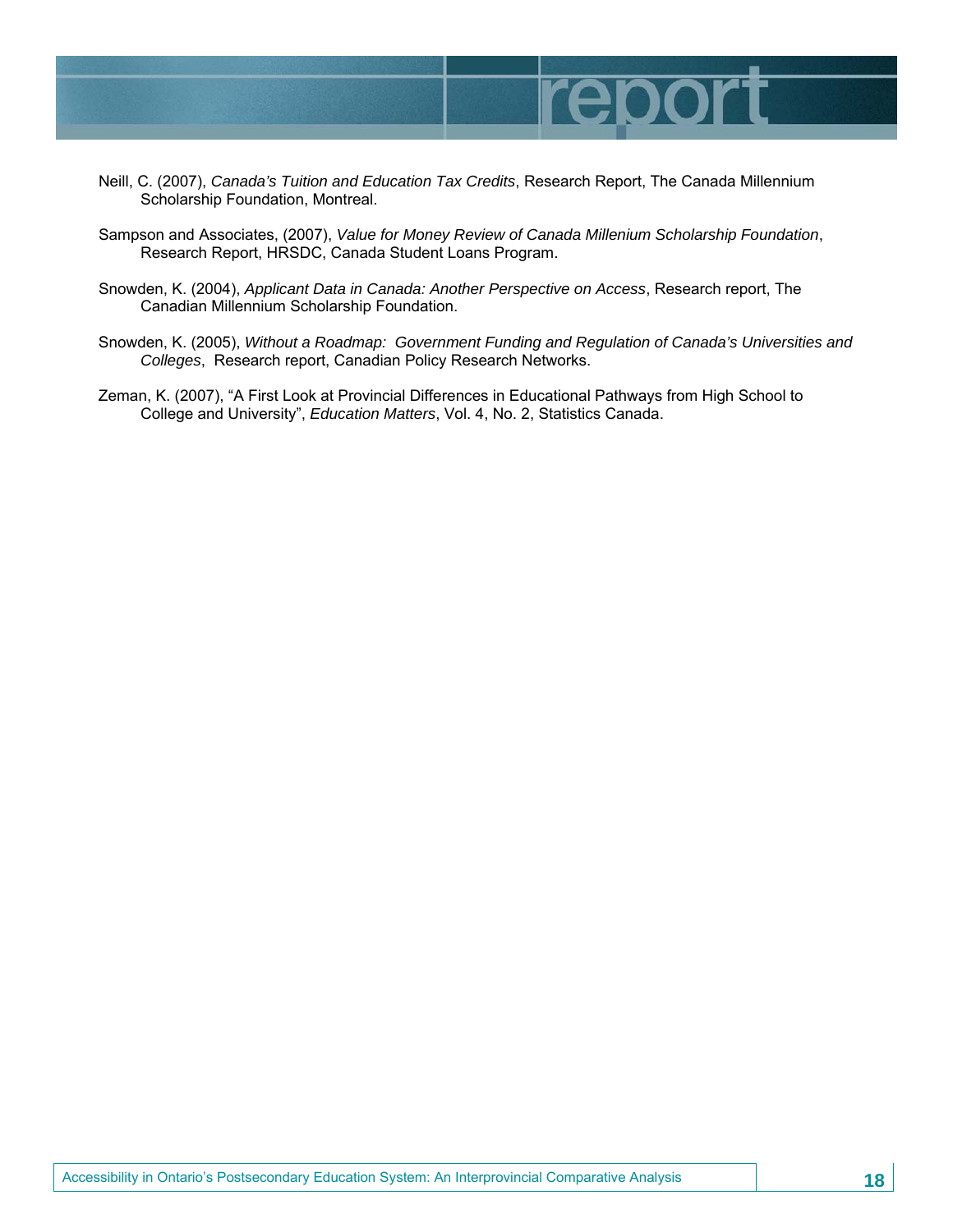Neill, C. (2007), *Canada's Tuition and Education Tax Credits*, Research Report, The Canada Millennium Scholarship Foundation, Montreal.

Sampson and Associates, (2007), *Value for Money Review of Canada Millenium Scholarship Foundation*, Research Report, HRSDC, Canada Student Loans Program.

Snowden, K. (2004), *Applicant Data in Canada: Another Perspective on Access*, Research report, The Canadian Millennium Scholarship Foundation.

Snowden, K. (2005), *Without a Roadmap: Government Funding and Regulation of Canada's Universities and Colleges*, Research report, Canadian Policy Research Networks.

Zeman, K. (2007), "A First Look at Provincial Differences in Educational Pathways from High School to College and University", *Education Matters*, Vol. 4, No. 2, Statistics Canada.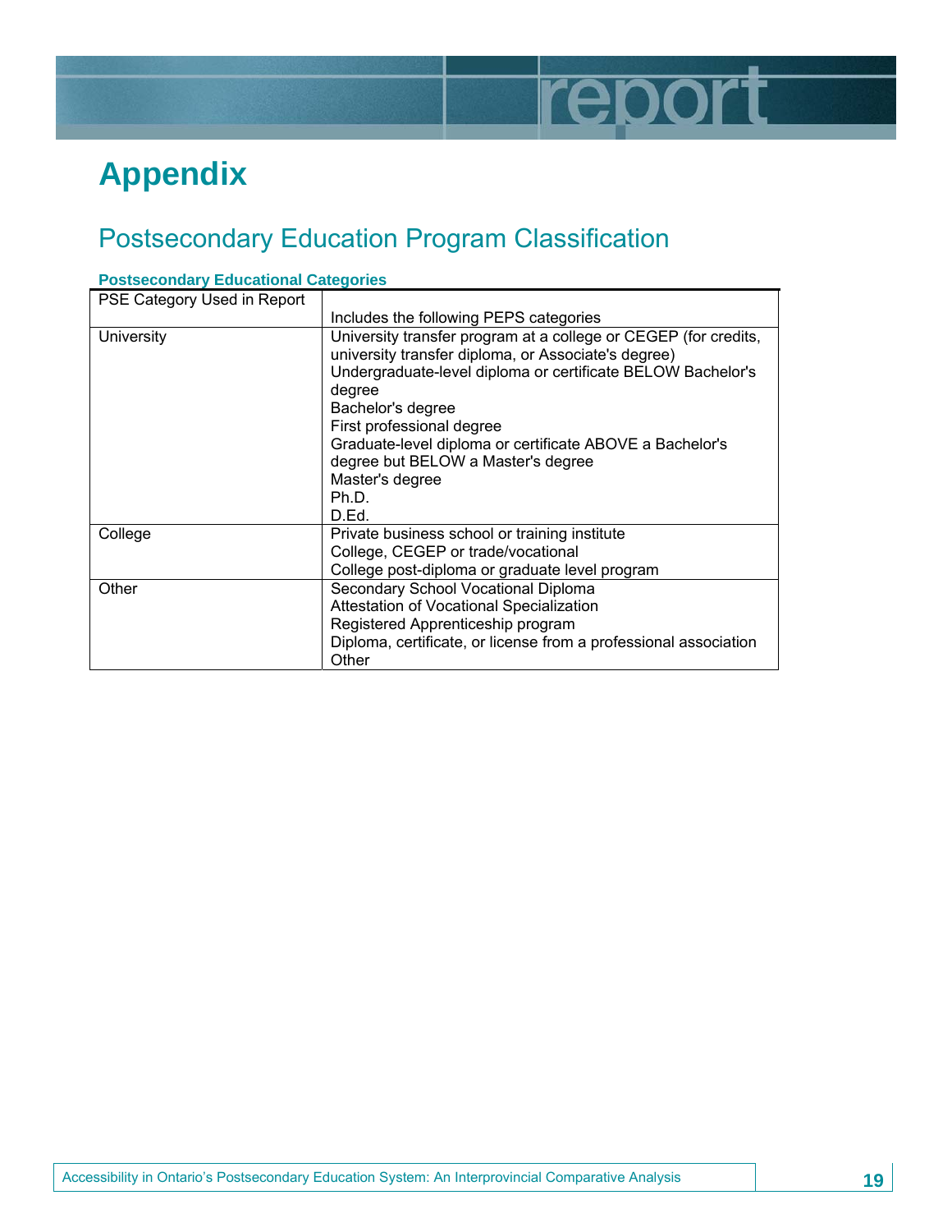# Appendix

## Postsecondary Education Program Classification

**Postsecondary Educational Categories**

| PSE Category Used in Report | Includes the following PEPS categories |
|---|---|
| University | University transfer program at a college or CEGEP (for credits, university transfer diploma, or Associate's degree)<br>Undergraduate-level diploma or certificate BELOW Bachelor's degree<br>Bachelor's degree<br>First professional degree<br>Graduate-level diploma or certificate ABOVE a Bachelor's degree but BELOW a Master's degree<br>Master's degree<br>Ph.D.<br>D.Ed. |
| College | Private business school or training institute<br>College, CEGEP or trade/vocational<br>College post-diploma or graduate level program |
| Other | Secondary School Vocational Diploma<br>Attestation of Vocational Specialization<br>Registered Apprenticeship program<br>Diploma, certificate, or license from a professional association<br>Other |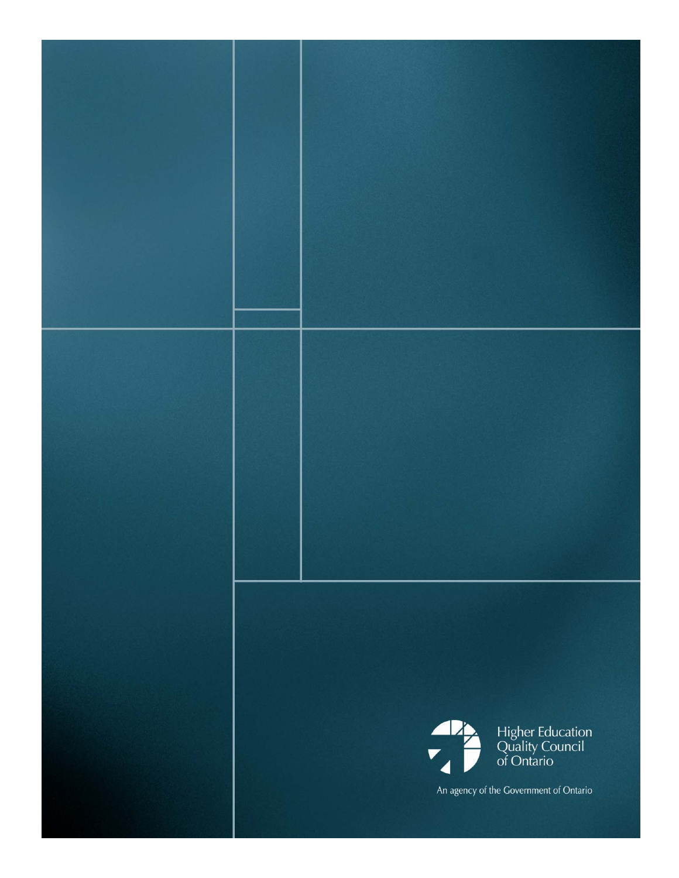Higher Education Quality Council of Ontario

An agency of the Government of Ontario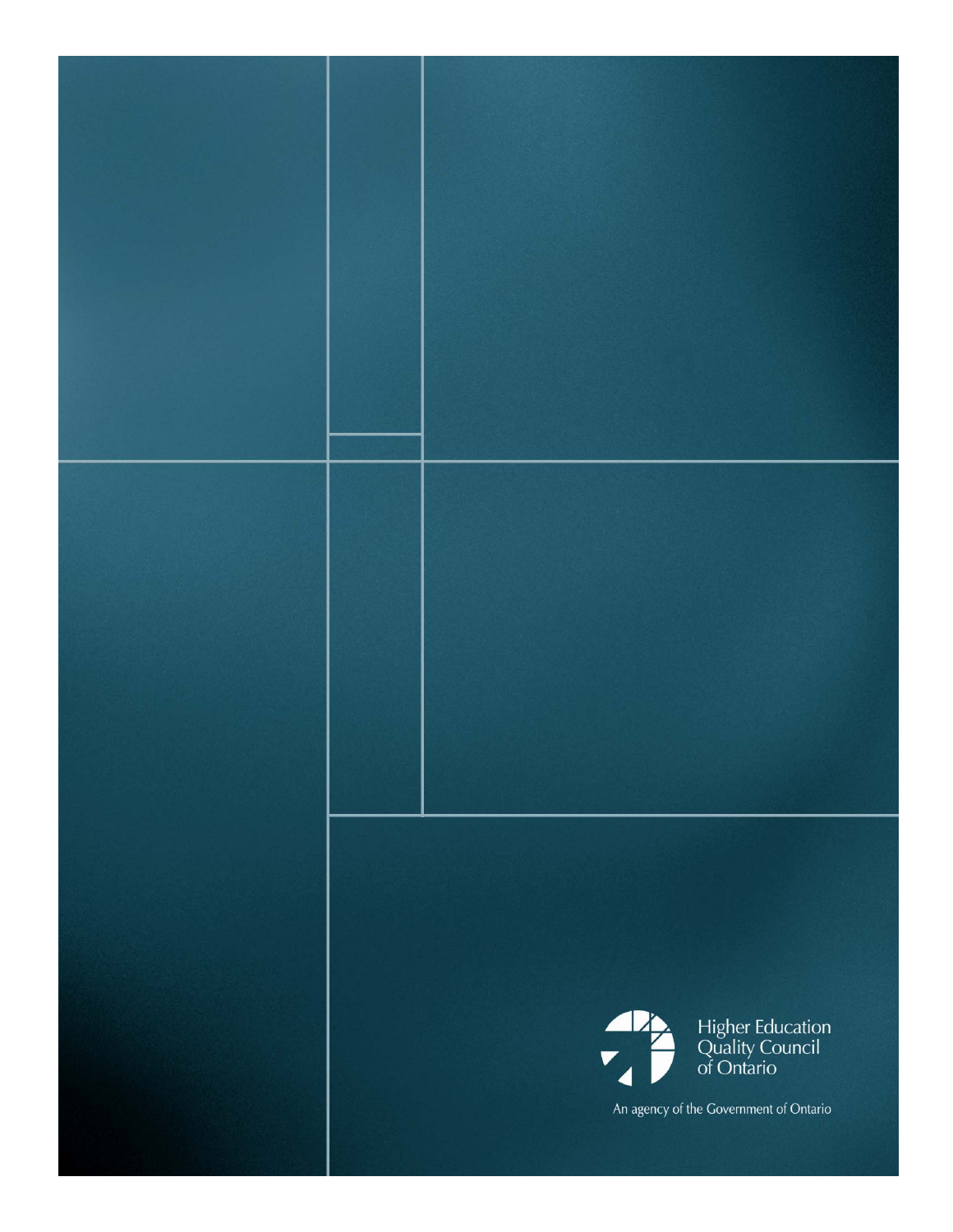Higher Education Quality Council of Ontario

An agency of the Government of Ontario